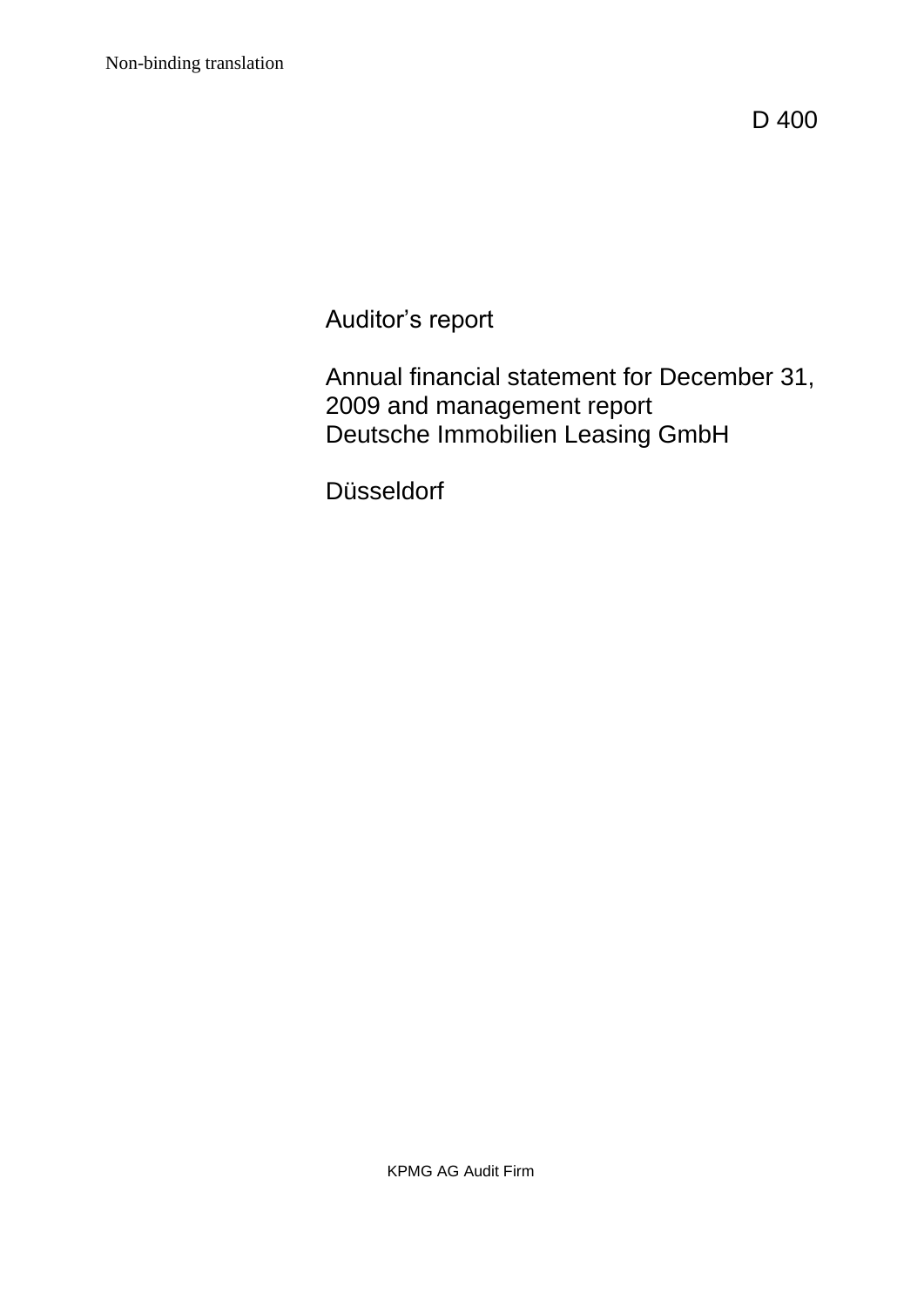Non-binding translation

D 400

# Auditor's report

## Annual financial statement for December 31, 2009 and management report Deutsche Immobilien Leasing GmbH

Düsseldorf

KPMG AG Audit Firm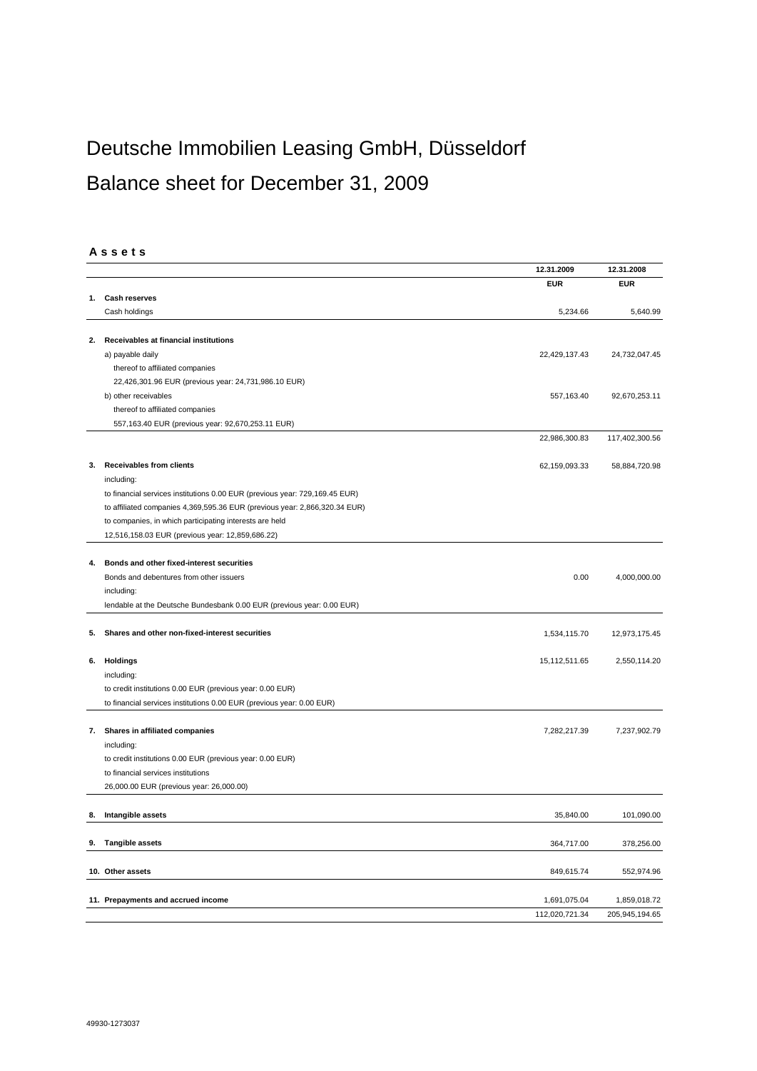# Deutsche Immobilien Leasing GmbH, Düsseldorf

# Balance sheet for December 31, 2009

**A s s e t s**

| | | 12.31.2009 | 12.31.2008 |
|---|---|---|---|
| | | **EUR** | **EUR** |
| **1.** | **Cash reserves** | | |
| | Cash holdings | 5,234.66 | 5,640.99 |
| **2.** | **Receivables at financial institutions** | | |
| | a) payable daily | 22,429,137.43 | 24,732,047.45 |
| | thereof to affiliated companies | | |
| | 22,426,301.96 EUR (previous year: 24,731,986.10 EUR) | | |
| | b) other receivables | 557,163.40 | 92,670,253.11 |
| | thereof to affiliated companies | | |
| | 557,163.40 EUR (previous year: 92,670,253.11 EUR) | | |
| | | 22,986,300.83 | 117,402,300.56 |
| **3.** | **Receivables from clients** | 62,159,093.33 | 58,884,720.98 |
| | including: | | |
| | to financial services institutions 0.00 EUR (previous year: 729,169.45 EUR) | | |
| | to affiliated companies 4,369,595.36 EUR (previous year: 2,866,320.34 EUR) | | |
| | to companies, in which participating interests are held | | |
| | 12,516,158.03 EUR (previous year: 12,859,686.22) | | |
| **4.** | **Bonds and other fixed-interest securities** | | |
| | Bonds and debentures from other issuers | 0.00 | 4,000,000.00 |
| | including: | | |
| | lendable at the Deutsche Bundesbank 0.00 EUR (previous year: 0.00 EUR) | | |
| **5.** | **Shares and other non-fixed-interest securities** | 1,534,115.70 | 12,973,175.45 |
| **6.** | **Holdings** | 15,112,511.65 | 2,550,114.20 |
| | including: | | |
| | to credit institutions 0.00 EUR (previous year: 0.00 EUR) | | |
| | to financial services institutions 0.00 EUR (previous year: 0.00 EUR) | | |
| **7.** | **Shares in affiliated companies** | 7,282,217.39 | 7,237,902.79 |
| | including: | | |
| | to credit institutions 0.00 EUR (previous year: 0.00 EUR) | | |
| | to financial services institutions | | |
| | 26,000.00 EUR (previous year: 26,000.00) | | |
| **8.** | **Intangible assets** | 35,840.00 | 101,090.00 |
| **9.** | **Tangible assets** | 364,717.00 | 378,256.00 |
| **10.** | **Other assets** | 849,615.74 | 552,974.96 |
| **11.** | **Prepayments and accrued income** | 1,691,075.04 | 1,859,018.72 |
| | | 112,020,721.34 | 205,945,194.65 |

49930-1273037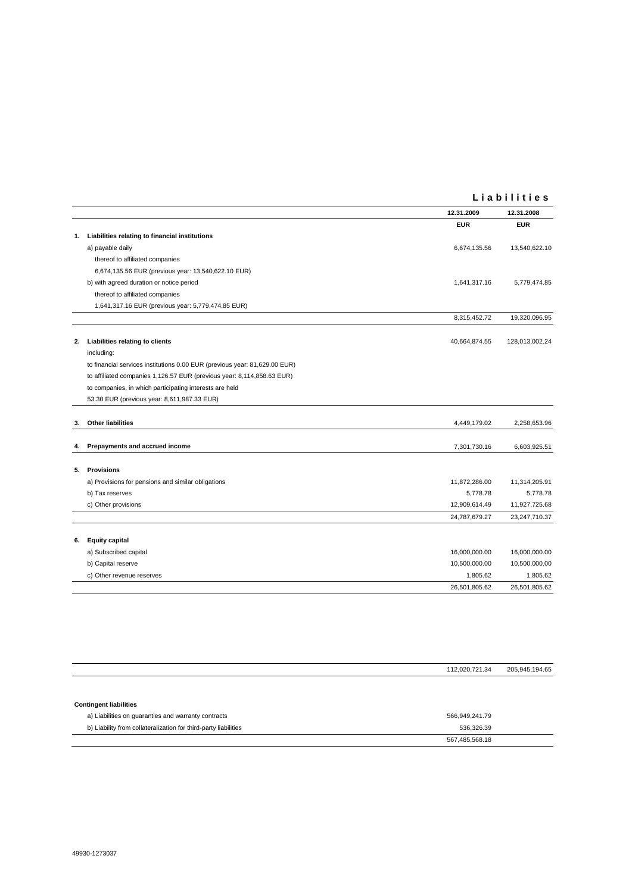# Liabilities

| | | 12.31.2009 | 12.31.2008 |
|---|---|---|---|
| | | EUR | EUR |
| **1.** | **Liabilities relating to financial institutions** | | |
| | a) payable daily | 6,674,135.56 | 13,540,622.10 |
| | thereof to affiliated companies | | |
| | 6,674,135.56 EUR (previous year: 13,540,622.10 EUR) | | |
| | b) with agreed duration or notice period | 1,641,317.16 | 5,779,474.85 |
| | thereof to affiliated companies | | |
| | 1,641,317.16 EUR (previous year: 5,779,474.85 EUR) | | |
| | | 8,315,452.72 | 19,320,096.95 |
| **2.** | **Liabilities relating to clients** | 40,664,874.55 | 128,013,002.24 |
| | including: | | |
| | to financial services institutions 0.00 EUR (previous year: 81,629.00 EUR) | | |
| | to affiliated companies 1,126.57 EUR (previous year: 8,114,858.63 EUR) | | |
| | to companies, in which participating interests are held | | |
| | 53.30 EUR (previous year: 8,611,987.33 EUR) | | |
| **3.** | **Other liabilities** | 4,449,179.02 | 2,258,653.96 |
| **4.** | **Prepayments and accrued income** | 7,301,730.16 | 6,603,925.51 |
| **5.** | **Provisions** | | |
| | a) Provisions for pensions and similar obligations | 11,872,286.00 | 11,314,205.91 |
| | b) Tax reserves | 5,778.78 | 5,778.78 |
| | c) Other provisions | 12,909,614.49 | 11,927,725.68 |
| | | 24,787,679.27 | 23,247,710.37 |
| **6.** | **Equity capital** | | |
| | a) Subscribed capital | 16,000,000.00 | 16,000,000.00 |
| | b) Capital reserve | 10,500,000.00 | 10,500,000.00 |
| | c) Other revenue reserves | 1,805.62 | 1,805.62 |
| | | 26,501,805.62 | 26,501,805.62 |
| | | 112,020,721.34 | 205,945,194.65 |

| **Contingent liabilities** | |
|---|---|
| a) Liabilities on guaranties and warranty contracts | 566,949,241.79 |
| b) Liability from collateralization for third-party liabilities | 536,326.39 |
| | 567,485,568.18 |

49930-1273037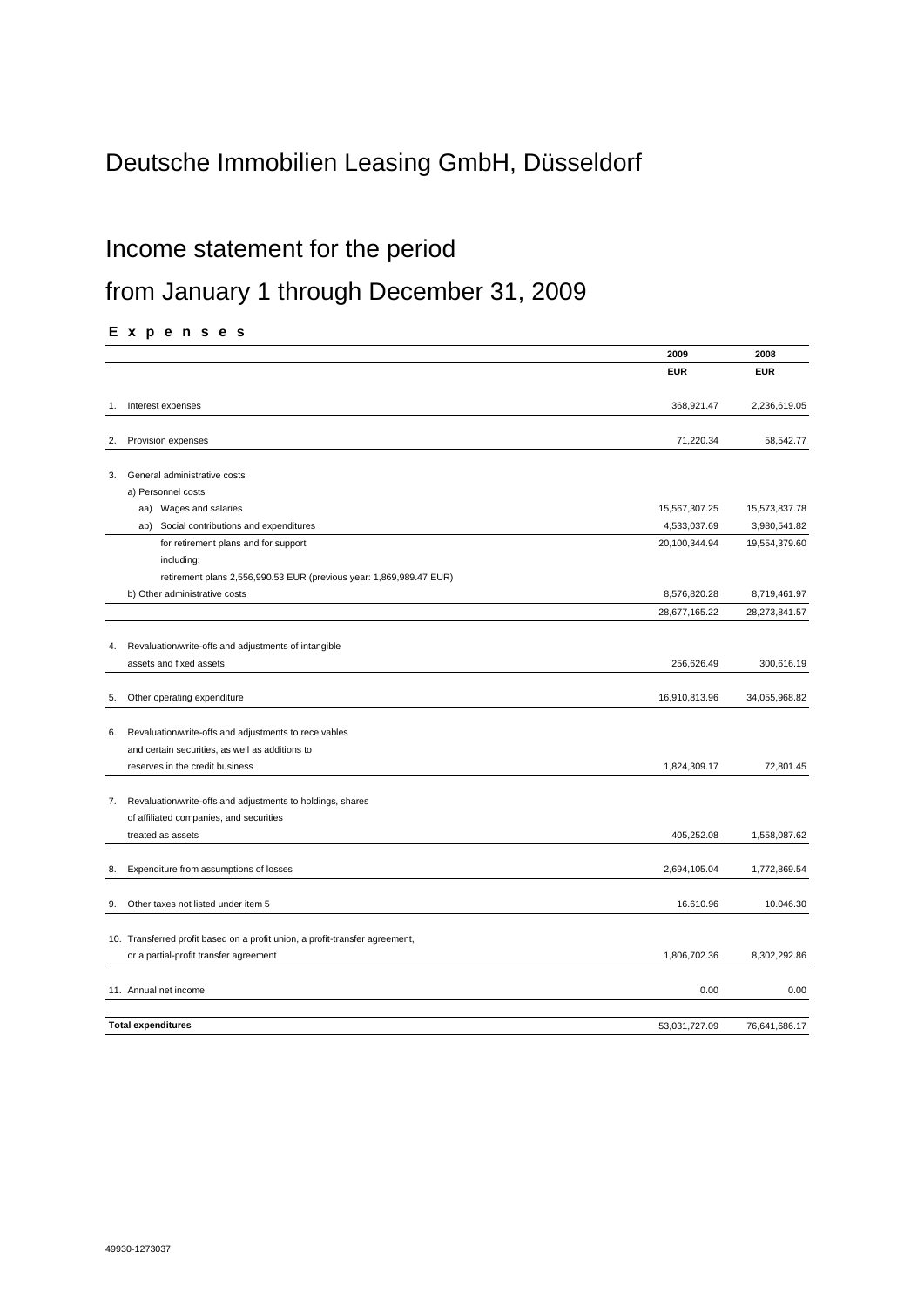# Deutsche Immobilien Leasing GmbH, Düsseldorf

## Income statement for the period

## from January 1 through December 31, 2009

**E x p e n s e s**

| | | 2009 | 2008 |
|---|---|---|---|
| | | **EUR** | **EUR** |
| 1. | Interest expenses | 368,921.47 | 2,236,619.05 |
| 2. | Provision expenses | 71,220.34 | 58,542.77 |
| 3. | General administrative costs | | |
| | a) Personnel costs | | |
| | aa) Wages and salaries | 15,567,307.25 | 15,573,837.78 |
| | ab) Social contributions and expenditures | 4,533,037.69 | 3,980,541.82 |
| | for retirement plans and for support | 20,100,344.94 | 19,554,379.60 |
| | including: | | |
| | retirement plans 2,556,990.53 EUR (previous year: 1,869,989.47 EUR) | | |
| | b) Other administrative costs | 8,576,820.28 | 8,719,461.97 |
| | | 28,677,165.22 | 28,273,841.57 |
| 4. | Revaluation/write-offs and adjustments of intangible assets and fixed assets | 256,626.49 | 300,616.19 |
| 5. | Other operating expenditure | 16,910,813.96 | 34,055,968.82 |
| 6. | Revaluation/write-offs and adjustments to receivables and certain securities, as well as additions to reserves in the credit business | 1,824,309.17 | 72,801.45 |
| 7. | Revaluation/write-offs and adjustments to holdings, shares of affiliated companies, and securities treated as assets | 405,252.08 | 1,558,087.62 |
| 8. | Expenditure from assumptions of losses | 2,694,105.04 | 1,772,869.54 |
| 9. | Other taxes not listed under item 5 | 16.610.96 | 10.046.30 |
| 10. | Transferred profit based on a profit union, a profit-transfer agreement, or a partial-profit transfer agreement | 1,806,702.36 | 8,302,292.86 |
| 11. | Annual net income | 0.00 | 0.00 |
| | **Total expenditures** | 53,031,727.09 | 76,641,686.17 |

49930-1273037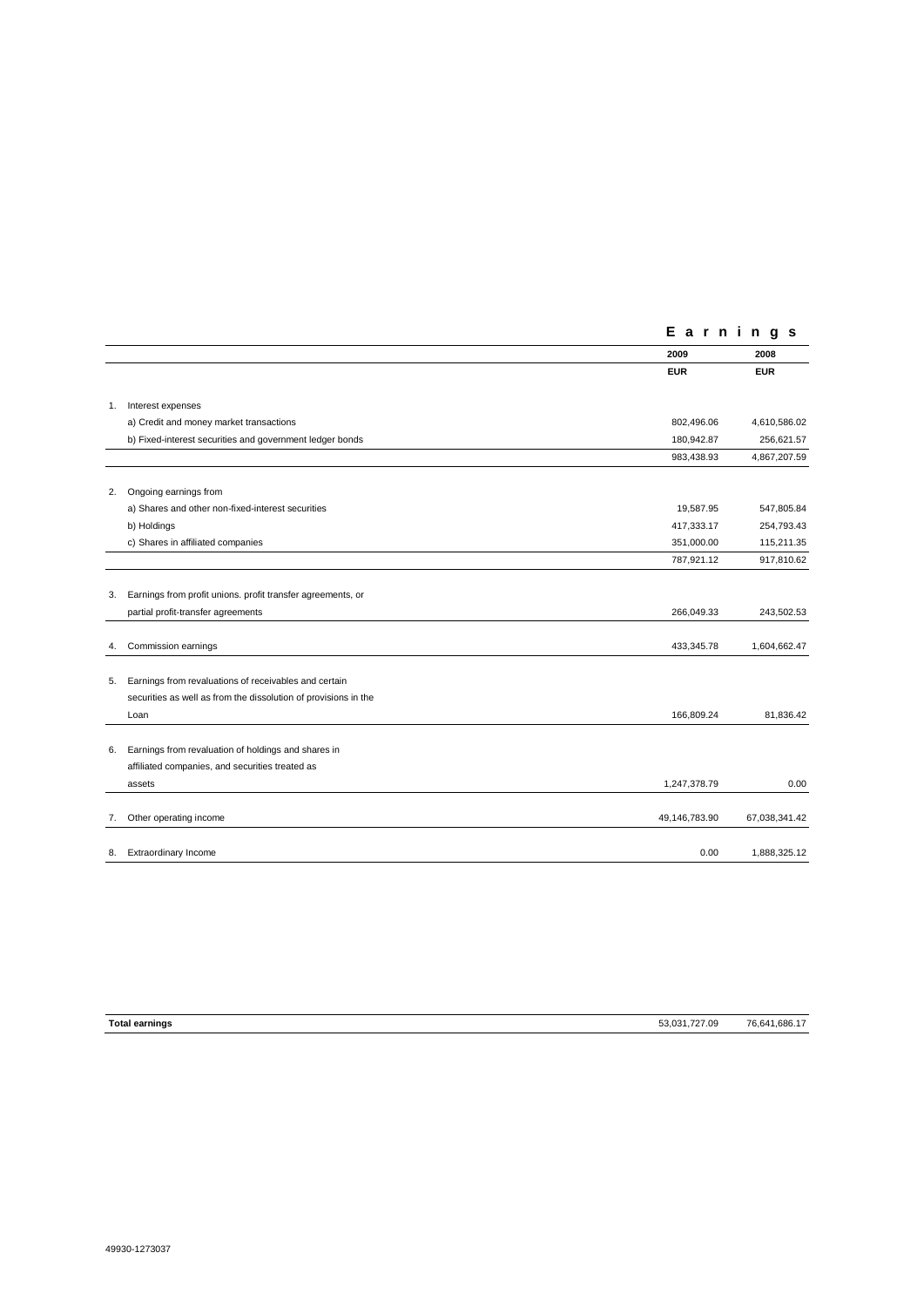| | | **E a r n i n g s** | |
|---|---|---|---|
| | | **2009** | **2008** |
| | | **EUR** | **EUR** |
| 1. | Interest expenses | | |
| | a) Credit and money market transactions | 802,496.06 | 4,610,586.02 |
| | b) Fixed-interest securities and government ledger bonds | 180,942.87 | 256,621.57 |
| | | 983,438.93 | 4,867,207.59 |
| 2. | Ongoing earnings from | | |
| | a) Shares and other non-fixed-interest securities | 19,587.95 | 547,805.84 |
| | b) Holdings | 417,333.17 | 254,793.43 |
| | c) Shares in affiliated companies | 351,000.00 | 115,211.35 |
| | | 787,921.12 | 917,810.62 |
| 3. | Earnings from profit unions. profit transfer agreements, or partial profit-transfer agreements | 266,049.33 | 243,502.53 |
| 4. | Commission earnings | 433,345.78 | 1,604,662.47 |
| 5. | Earnings from revaluations of receivables and certain securities as well as from the dissolution of provisions in the Loan | 166,809.24 | 81,836.42 |
| 6. | Earnings from revaluation of holdings and shares in affiliated companies, and securities treated as assets | 1,247,378.79 | 0.00 |
| 7. | Other operating income | 49,146,783.90 | 67,038,341.42 |
| 8. | Extraordinary Income | 0.00 | 1,888,325.12 |
| | **Total earnings** | 53,031,727.09 | 76,641,686.17 |

49930-1273037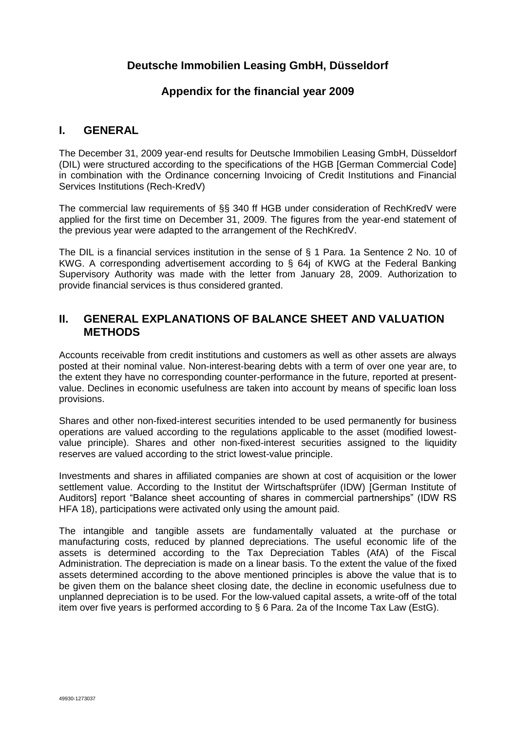# Deutsche Immobilien Leasing GmbH, Düsseldorf

## Appendix for the financial year 2009

## I. GENERAL

The December 31, 2009 year-end results for Deutsche Immobilien Leasing GmbH, Düsseldorf (DIL) were structured according to the specifications of the HGB [German Commercial Code] in combination with the Ordinance concerning Invoicing of Credit Institutions and Financial Services Institutions (Rech-KredV)

The commercial law requirements of §§ 340 ff HGB under consideration of RechKredV were applied for the first time on December 31, 2009. The figures from the year-end statement of the previous year were adapted to the arrangement of the RechKredV.

The DIL is a financial services institution in the sense of § 1 Para. 1a Sentence 2 No. 10 of KWG. A corresponding advertisement according to § 64j of KWG at the Federal Banking Supervisory Authority was made with the letter from January 28, 2009. Authorization to provide financial services is thus considered granted.

## II. GENERAL EXPLANATIONS OF BALANCE SHEET AND VALUATION METHODS

Accounts receivable from credit institutions and customers as well as other assets are always posted at their nominal value. Non-interest-bearing debts with a term of over one year are, to the extent they have no corresponding counter-performance in the future, reported at present-value. Declines in economic usefulness are taken into account by means of specific loan loss provisions.

Shares and other non-fixed-interest securities intended to be used permanently for business operations are valued according to the regulations applicable to the asset (modified lowest-value principle). Shares and other non-fixed-interest securities assigned to the liquidity reserves are valued according to the strict lowest-value principle.

Investments and shares in affiliated companies are shown at cost of acquisition or the lower settlement value. According to the Institut der Wirtschaftsprüfer (IDW) [German Institute of Auditors] report "Balance sheet accounting of shares in commercial partnerships" (IDW RS HFA 18), participations were activated only using the amount paid.

The intangible and tangible assets are fundamentally valuated at the purchase or manufacturing costs, reduced by planned depreciations. The useful economic life of the assets is determined according to the Tax Depreciation Tables (AfA) of the Fiscal Administration. The depreciation is made on a linear basis. To the extent the value of the fixed assets determined according to the above mentioned principles is above the value that is to be given them on the balance sheet closing date, the decline in economic usefulness due to unplanned depreciation is to be used. For the low-valued capital assets, a write-off of the total item over five years is performed according to § 6 Para. 2a of the Income Tax Law (EstG).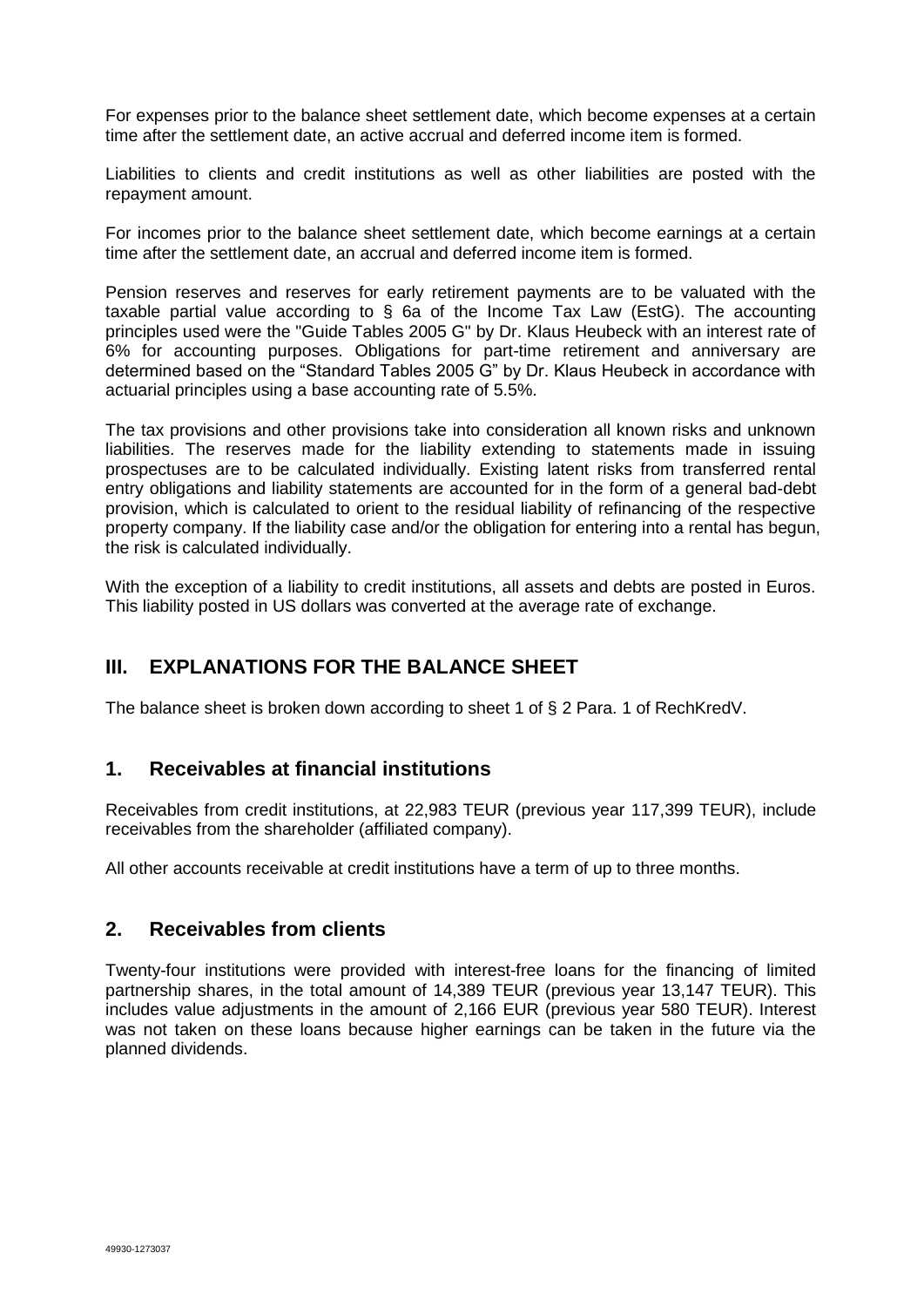For expenses prior to the balance sheet settlement date, which become expenses at a certain time after the settlement date, an active accrual and deferred income item is formed.

Liabilities to clients and credit institutions as well as other liabilities are posted with the repayment amount.

For incomes prior to the balance sheet settlement date, which become earnings at a certain time after the settlement date, an accrual and deferred income item is formed.

Pension reserves and reserves for early retirement payments are to be valuated with the taxable partial value according to § 6a of the Income Tax Law (EstG). The accounting principles used were the "Guide Tables 2005 G" by Dr. Klaus Heubeck with an interest rate of 6% for accounting purposes. Obligations for part-time retirement and anniversary are determined based on the "Standard Tables 2005 G" by Dr. Klaus Heubeck in accordance with actuarial principles using a base accounting rate of 5.5%.

The tax provisions and other provisions take into consideration all known risks and unknown liabilities. The reserves made for the liability extending to statements made in issuing prospectuses are to be calculated individually. Existing latent risks from transferred rental entry obligations and liability statements are accounted for in the form of a general bad-debt provision, which is calculated to orient to the residual liability of refinancing of the respective property company. If the liability case and/or the obligation for entering into a rental has begun, the risk is calculated individually.

With the exception of a liability to credit institutions, all assets and debts are posted in Euros. This liability posted in US dollars was converted at the average rate of exchange.

## III. EXPLANATIONS FOR THE BALANCE SHEET

The balance sheet is broken down according to sheet 1 of § 2 Para. 1 of RechKredV.

## 1. Receivables at financial institutions

Receivables from credit institutions, at 22,983 TEUR (previous year 117,399 TEUR), include receivables from the shareholder (affiliated company).

All other accounts receivable at credit institutions have a term of up to three months.

## 2. Receivables from clients

Twenty-four institutions were provided with interest-free loans for the financing of limited partnership shares, in the total amount of 14,389 TEUR (previous year 13,147 TEUR). This includes value adjustments in the amount of 2,166 EUR (previous year 580 TEUR). Interest was not taken on these loans because higher earnings can be taken in the future via the planned dividends.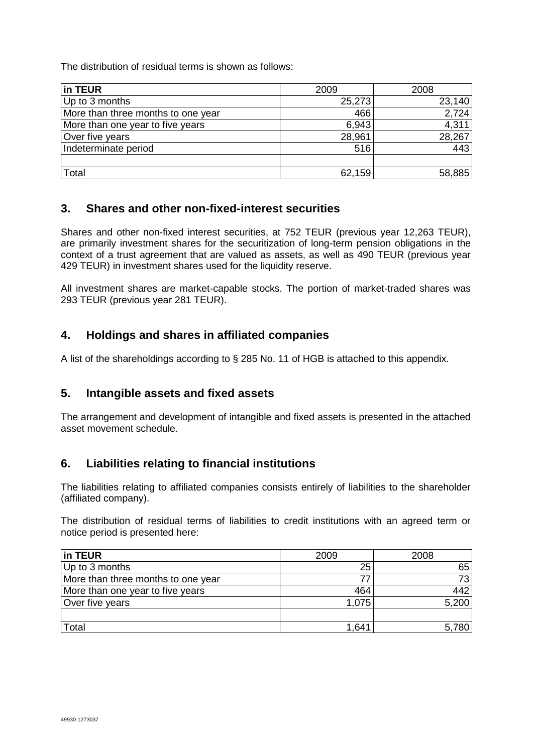The distribution of residual terms is shown as follows:

| in TEUR | 2009 | 2008 |
|---|---|---|
| Up to 3 months | 25,273 | 23,140 |
| More than three months to one year | 466 | 2,724 |
| More than one year to five years | 6,943 | 4,311 |
| Over five years | 28,961 | 28,267 |
| Indeterminate period | 516 | 443 |
| | | |
| Total | 62,159 | 58,885 |

## 3. Shares and other non-fixed-interest securities

Shares and other non-fixed interest securities, at 752 TEUR (previous year 12,263 TEUR), are primarily investment shares for the securitization of long-term pension obligations in the context of a trust agreement that are valued as assets, as well as 490 TEUR (previous year 429 TEUR) in investment shares used for the liquidity reserve.

All investment shares are market-capable stocks. The portion of market-traded shares was 293 TEUR (previous year 281 TEUR).

## 4. Holdings and shares in affiliated companies

A list of the shareholdings according to § 285 No. 11 of HGB is attached to this appendix.

## 5. Intangible assets and fixed assets

The arrangement and development of intangible and fixed assets is presented in the attached asset movement schedule.

## 6. Liabilities relating to financial institutions

The liabilities relating to affiliated companies consists entirely of liabilities to the shareholder (affiliated company).

The distribution of residual terms of liabilities to credit institutions with an agreed term or notice period is presented here:

| in TEUR | 2009 | 2008 |
|---|---|---|
| Up to 3 months | 25 | 65 |
| More than three months to one year | 77 | 73 |
| More than one year to five years | 464 | 442 |
| Over five years | 1,075 | 5,200 |
| | | |
| Total | 1,641 | 5,780 |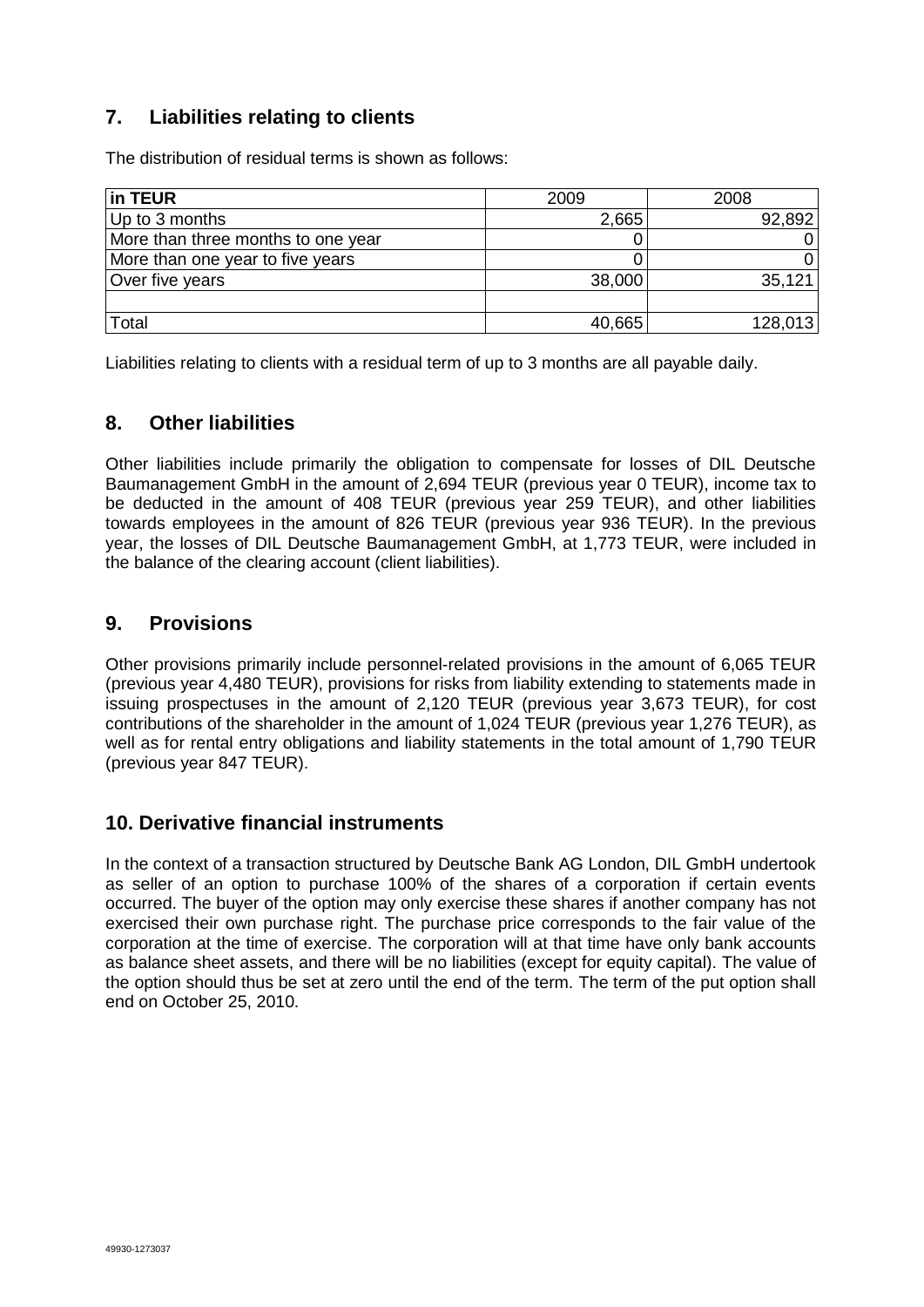## 7. Liabilities relating to clients

The distribution of residual terms is shown as follows:

| in TEUR | 2009 | 2008 |
|---|---|---|
| Up to 3 months | 2,665 | 92,892 |
| More than three months to one year | 0 | 0 |
| More than one year to five years | 0 | 0 |
| Over five years | 38,000 | 35,121 |
| | | |
| Total | 40,665 | 128,013 |

Liabilities relating to clients with a residual term of up to 3 months are all payable daily.

## 8. Other liabilities

Other liabilities include primarily the obligation to compensate for losses of DIL Deutsche Baumanagement GmbH in the amount of 2,694 TEUR (previous year 0 TEUR), income tax to be deducted in the amount of 408 TEUR (previous year 259 TEUR), and other liabilities towards employees in the amount of 826 TEUR (previous year 936 TEUR). In the previous year, the losses of DIL Deutsche Baumanagement GmbH, at 1,773 TEUR, were included in the balance of the clearing account (client liabilities).

## 9. Provisions

Other provisions primarily include personnel-related provisions in the amount of 6,065 TEUR (previous year 4,480 TEUR), provisions for risks from liability extending to statements made in issuing prospectuses in the amount of 2,120 TEUR (previous year 3,673 TEUR), for cost contributions of the shareholder in the amount of 1,024 TEUR (previous year 1,276 TEUR), as well as for rental entry obligations and liability statements in the total amount of 1,790 TEUR (previous year 847 TEUR).

## 10. Derivative financial instruments

In the context of a transaction structured by Deutsche Bank AG London, DIL GmbH undertook as seller of an option to purchase 100% of the shares of a corporation if certain events occurred. The buyer of the option may only exercise these shares if another company has not exercised their own purchase right. The purchase price corresponds to the fair value of the corporation at the time of exercise. The corporation will at that time have only bank accounts as balance sheet assets, and there will be no liabilities (except for equity capital). The value of the option should thus be set at zero until the end of the term. The term of the put option shall end on October 25, 2010.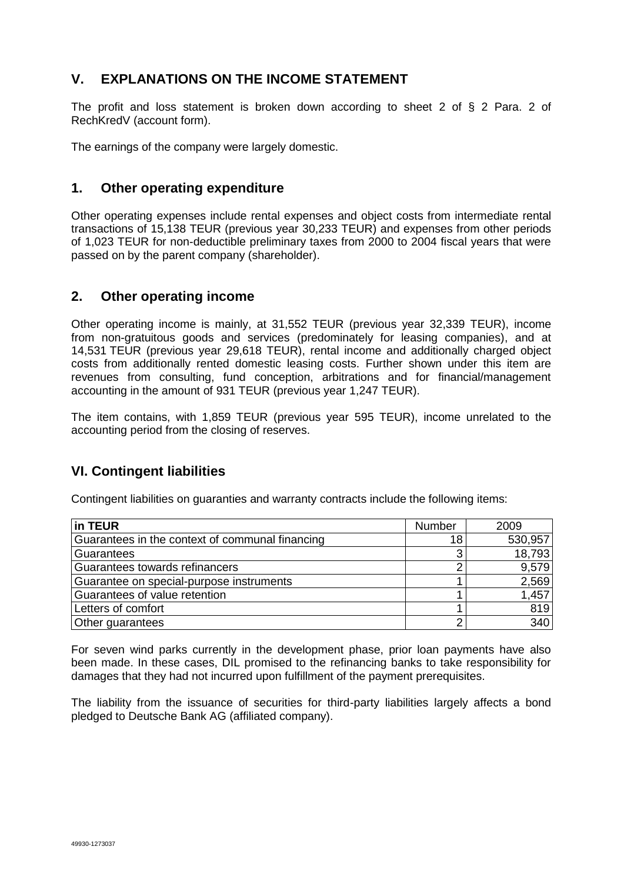## V. EXPLANATIONS ON THE INCOME STATEMENT

The profit and loss statement is broken down according to sheet 2 of § 2 Para. 2 of RechKredV (account form).

The earnings of the company were largely domestic.

### 1. Other operating expenditure

Other operating expenses include rental expenses and object costs from intermediate rental transactions of 15,138 TEUR (previous year 30,233 TEUR) and expenses from other periods of 1,023 TEUR for non-deductible preliminary taxes from 2000 to 2004 fiscal years that were passed on by the parent company (shareholder).

### 2. Other operating income

Other operating income is mainly, at 31,552 TEUR (previous year 32,339 TEUR), income from non-gratuitous goods and services (predominately for leasing companies), and at 14,531 TEUR (previous year 29,618 TEUR), rental income and additionally charged object costs from additionally rented domestic leasing costs. Further shown under this item are revenues from consulting, fund conception, arbitrations and for financial/management accounting in the amount of 931 TEUR (previous year 1,247 TEUR).

The item contains, with 1,859 TEUR (previous year 595 TEUR), income unrelated to the accounting period from the closing of reserves.

## VI. Contingent liabilities

Contingent liabilities on guaranties and warranty contracts include the following items:

| **in TEUR** | Number | 2009 |
|---|---|---|
| Guarantees in the context of communal financing | 18 | 530,957 |
| Guarantees | 3 | 18,793 |
| Guarantees towards refinancers | 2 | 9,579 |
| Guarantee on special-purpose instruments | 1 | 2,569 |
| Guarantees of value retention | 1 | 1,457 |
| Letters of comfort | 1 | 819 |
| Other guarantees | 2 | 340 |

For seven wind parks currently in the development phase, prior loan payments have also been made. In these cases, DIL promised to the refinancing banks to take responsibility for damages that they had not incurred upon fulfillment of the payment prerequisites.

The liability from the issuance of securities for third-party liabilities largely affects a bond pledged to Deutsche Bank AG (affiliated company).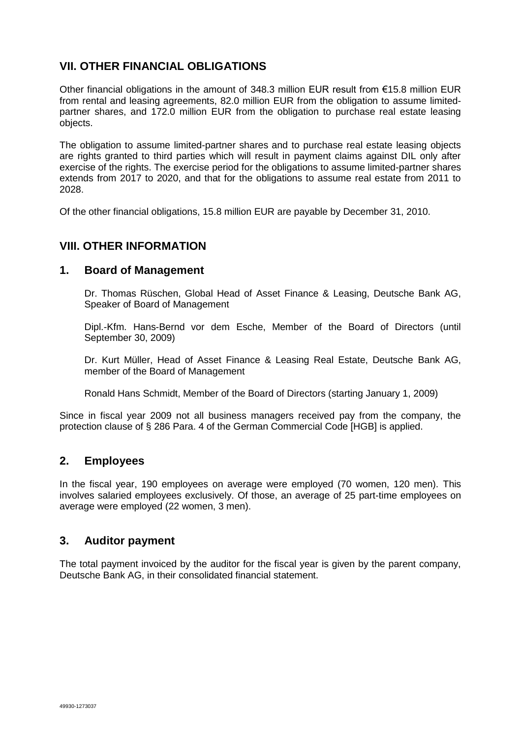## VII. OTHER FINANCIAL OBLIGATIONS

Other financial obligations in the amount of 348.3 million EUR result from €15.8 million EUR from rental and leasing agreements, 82.0 million EUR from the obligation to assume limited-partner shares, and 172.0 million EUR from the obligation to purchase real estate leasing objects.

The obligation to assume limited-partner shares and to purchase real estate leasing objects are rights granted to third parties which will result in payment claims against DIL only after exercise of the rights. The exercise period for the obligations to assume limited-partner shares extends from 2017 to 2020, and that for the obligations to assume real estate from 2011 to 2028.

Of the other financial obligations, 15.8 million EUR are payable by December 31, 2010.

## VIII. OTHER INFORMATION

### 1. Board of Management

Dr. Thomas Rüschen, Global Head of Asset Finance & Leasing, Deutsche Bank AG, Speaker of Board of Management

Dipl.-Kfm. Hans-Bernd vor dem Esche, Member of the Board of Directors (until September 30, 2009)

Dr. Kurt Müller, Head of Asset Finance & Leasing Real Estate, Deutsche Bank AG, member of the Board of Management

Ronald Hans Schmidt, Member of the Board of Directors (starting January 1, 2009)

Since in fiscal year 2009 not all business managers received pay from the company, the protection clause of § 286 Para. 4 of the German Commercial Code [HGB] is applied.

### 2. Employees

In the fiscal year, 190 employees on average were employed (70 women, 120 men). This involves salaried employees exclusively. Of those, an average of 25 part-time employees on average were employed (22 women, 3 men).

### 3. Auditor payment

The total payment invoiced by the auditor for the fiscal year is given by the parent company, Deutsche Bank AG, in their consolidated financial statement.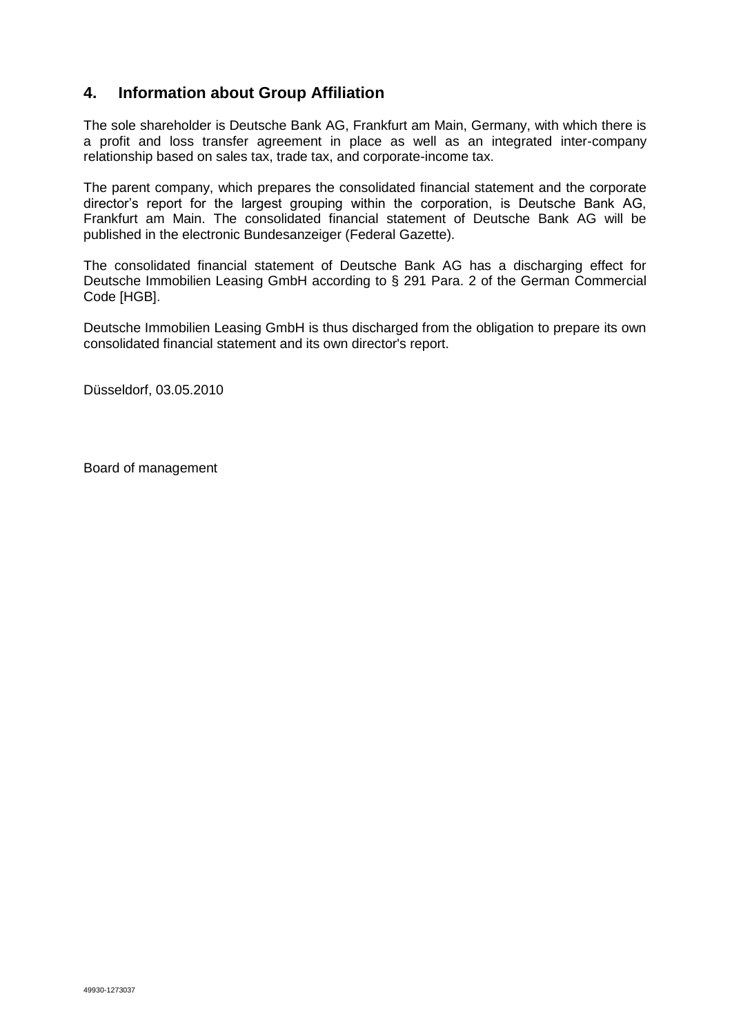## 4. Information about Group Affiliation

The sole shareholder is Deutsche Bank AG, Frankfurt am Main, Germany, with which there is a profit and loss transfer agreement in place as well as an integrated inter-company relationship based on sales tax, trade tax, and corporate-income tax.

The parent company, which prepares the consolidated financial statement and the corporate director's report for the largest grouping within the corporation, is Deutsche Bank AG, Frankfurt am Main. The consolidated financial statement of Deutsche Bank AG will be published in the electronic Bundesanzeiger (Federal Gazette).

The consolidated financial statement of Deutsche Bank AG has a discharging effect for Deutsche Immobilien Leasing GmbH according to § 291 Para. 2 of the German Commercial Code [HGB].

Deutsche Immobilien Leasing GmbH is thus discharged from the obligation to prepare its own consolidated financial statement and its own director's report.

Düsseldorf, 03.05.2010

Board of management

49930-1273037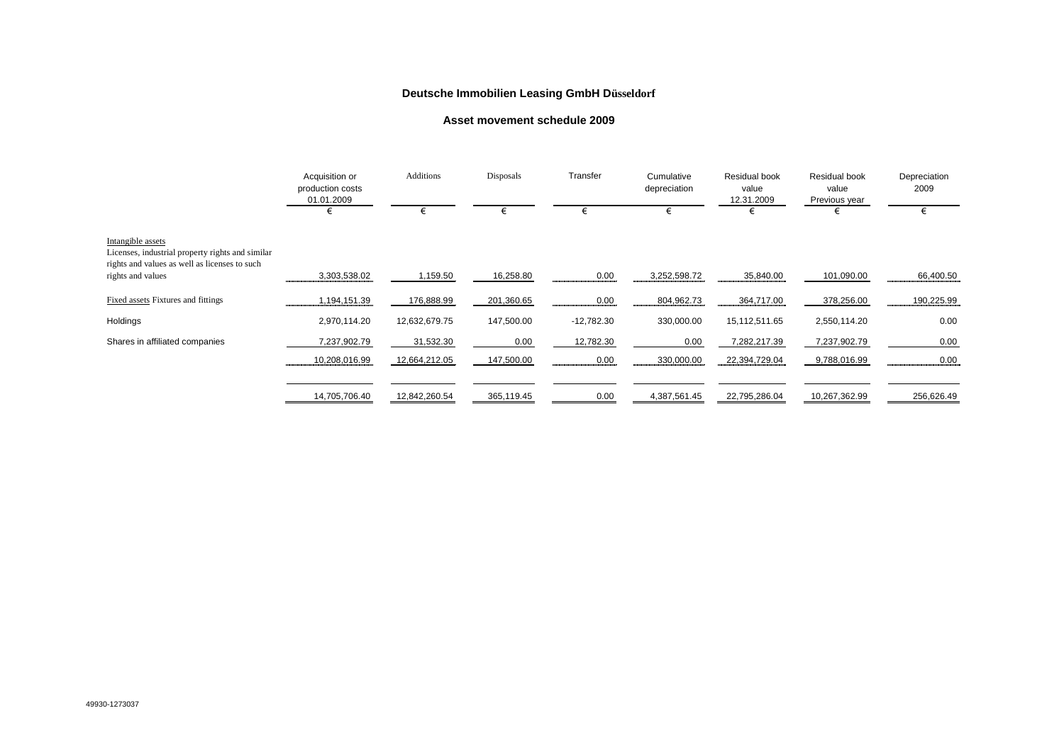# Deutsche Immobilien Leasing GmbH Düsseldorf

## Asset movement schedule 2009

| | Acquisition or production costs 01.01.2009 | Additions | Disposals | Transfer | Cumulative depreciation | Residual book value 12.31.2009 | Residual book value Previous year | Depreciation 2009 |
|---|---|---|---|---|---|---|---|---|
| | € | € | € | € | € | € | € | € |
| Intangible assets<br>Licenses, industrial property rights and similar rights and values as well as licenses to such rights and values | 3,303,538.02 | 1,159.50 | 16,258.80 | 0.00 | 3,252,598.72 | 35,840.00 | 101,090.00 | 66,400.50 |
| Fixed assets Fixtures and fittings | 1,194,151.39 | 176,888.99 | 201,360.65 | 0.00 | 804,962.73 | 364,717.00 | 378,256.00 | 190,225.99 |
| Holdings | 2,970,114.20 | 12,632,679.75 | 147,500.00 | -12,782.30 | 330,000.00 | 15,112,511.65 | 2,550,114.20 | 0.00 |
| Shares in affiliated companies | 7,237,902.79 | 31,532.30 | 0.00 | 12,782.30 | 0.00 | 7,282,217.39 | 7,237,902.79 | 0.00 |
| | 10,208,016.99 | 12,664,212.05 | 147,500.00 | 0.00 | 330,000.00 | 22,394,729.04 | 9,788,016.99 | 0.00 |
| | 14,705,706.40 | 12,842,260.54 | 365,119.45 | 0.00 | 4,387,561.45 | 22,795,286.04 | 10,267,362.99 | 256,626.49 |

49930-1273037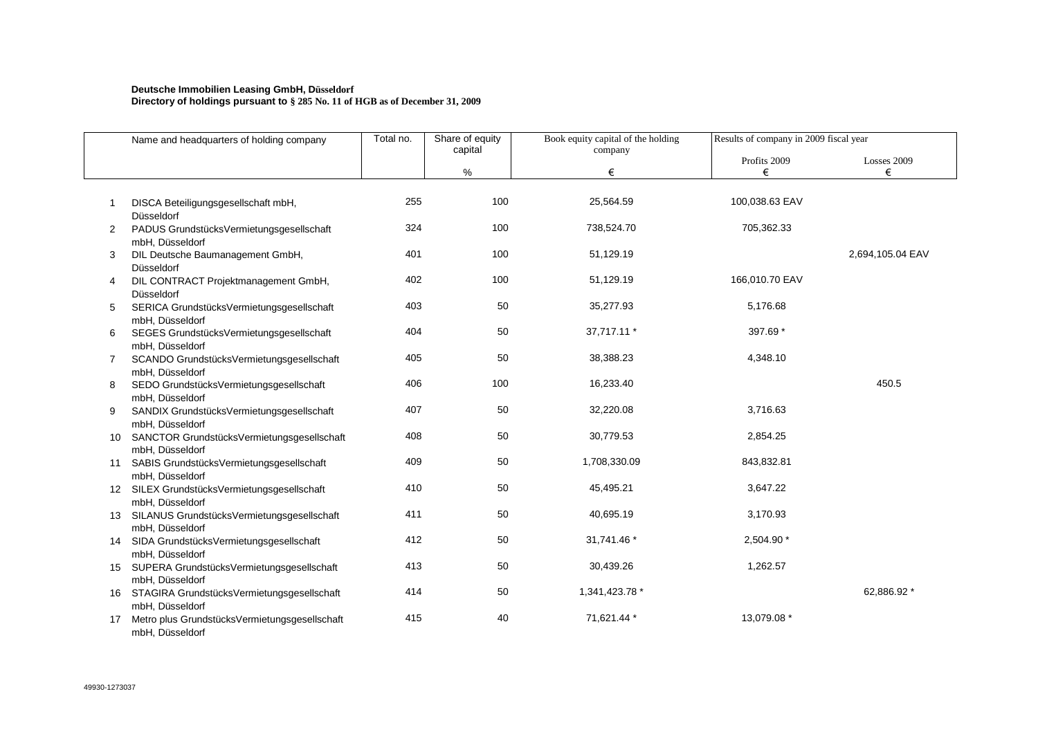**Deutsche Immobilien Leasing GmbH, Düsseldorf**
**Directory of holdings pursuant to § 285 No. 11 of HGB as of December 31, 2009**

| | Name and headquarters of holding company | Total no. | Share of equity capital | Book equity capital of the holding company | Results of company in 2009 fiscal year | |
|---|---|---|---|---|---|---|
| | | | | | Profits 2009 | Losses 2009 |
| | | | % | € | € | € |
| 1 | DISCA Beteiligungsgesellschaft mbH, Düsseldorf | 255 | 100 | 25,564.59 | 100,038.63 EAV | |
| 2 | PADUS GrundstücksVermietungsgesellschaft mbH, Düsseldorf | 324 | 100 | 738,524.70 | 705,362.33 | |
| 3 | DIL Deutsche Baumanagement GmbH, Düsseldorf | 401 | 100 | 51,129.19 | | 2,694,105.04 EAV |
| 4 | DIL CONTRACT Projektmanagement GmbH, Düsseldorf | 402 | 100 | 51,129.19 | 166,010.70 EAV | |
| 5 | SERICA GrundstücksVermietungsgesellschaft mbH, Düsseldorf | 403 | 50 | 35,277.93 | 5,176.68 | |
| 6 | SEGES GrundstücksVermietungsgesellschaft mbH, Düsseldorf | 404 | 50 | 37,717.11 * | 397.69 * | |
| 7 | SCANDO GrundstücksVermietungsgesellschaft mbH, Düsseldorf | 405 | 50 | 38,388.23 | 4,348.10 | |
| 8 | SEDO GrundstücksVermietungsgesellschaft mbH, Düsseldorf | 406 | 100 | 16,233.40 | | 450.5 |
| 9 | SANDIX GrundstücksVermietungsgesellschaft mbH, Düsseldorf | 407 | 50 | 32,220.08 | 3,716.63 | |
| 10 | SANCTOR GrundstücksVermietungsgesellschaft mbH, Düsseldorf | 408 | 50 | 30,779.53 | 2,854.25 | |
| 11 | SABIS GrundstücksVermietungsgesellschaft mbH, Düsseldorf | 409 | 50 | 1,708,330.09 | 843,832.81 | |
| 12 | SILEX GrundstücksVermietungsgesellschaft mbH, Düsseldorf | 410 | 50 | 45,495.21 | 3,647.22 | |
| 13 | SILANUS GrundstücksVermietungsgesellschaft mbH, Düsseldorf | 411 | 50 | 40,695.19 | 3,170.93 | |
| 14 | SIDA GrundstücksVermietungsgesellschaft mbH, Düsseldorf | 412 | 50 | 31,741.46 * | 2,504.90 * | |
| 15 | SUPERA GrundstücksVermietungsgesellschaft mbH, Düsseldorf | 413 | 50 | 30,439.26 | 1,262.57 | |
| 16 | STAGIRA GrundstücksVermietungsgesellschaft mbH, Düsseldorf | 414 | 50 | 1,341,423.78 * | | 62,886.92 * |
| 17 | Metro plus GrundstücksVermietungsgesellschaft mbH, Düsseldorf | 415 | 40 | 71,621.44 * | 13,079.08 * | |

49930-1273037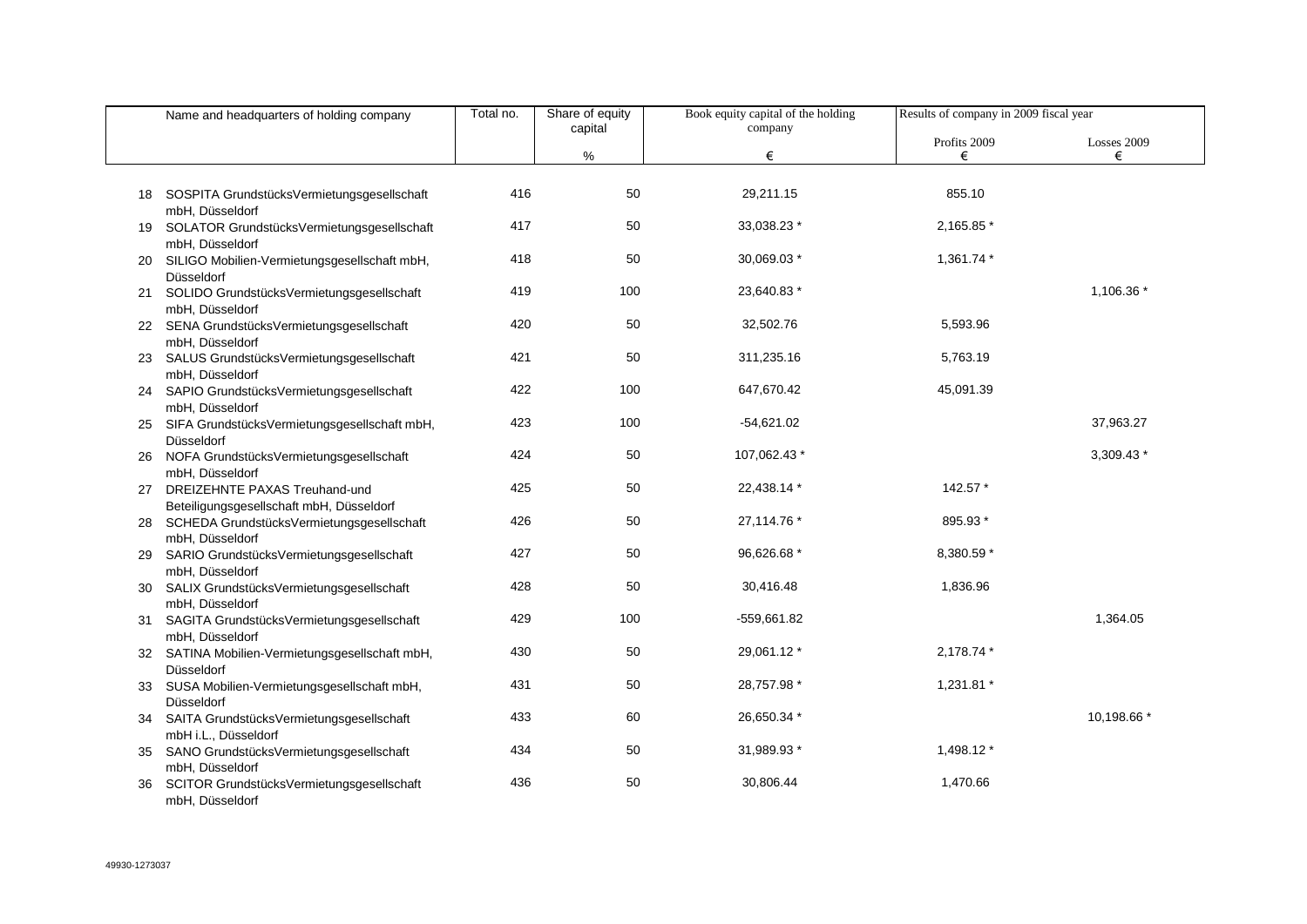| | Name and headquarters of holding company | Total no. | Share of equity capital | Book equity capital of the holding company | Results of company in 2009 fiscal year | |
|---|---|---|---|---|---|---|
| | | | | | Profits 2009 | Losses 2009 |
| | | | % | € | € | € |
| 18 | SOSPITA GrundstücksVermietungsgesellschaft mbH, Düsseldorf | 416 | 50 | 29,211.15 | 855.10 | |
| 19 | SOLATOR GrundstücksVermietungsgesellschaft mbH, Düsseldorf | 417 | 50 | 33,038.23 * | 2,165.85 * | |
| 20 | SILIGO Mobilien-Vermietungsgesellschaft mbH, Düsseldorf | 418 | 50 | 30,069.03 * | 1,361.74 * | |
| 21 | SOLIDO GrundstücksVermietungsgesellschaft mbH, Düsseldorf | 419 | 100 | 23,640.83 * | | 1,106.36 * |
| 22 | SENA GrundstücksVermietungsgesellschaft mbH, Düsseldorf | 420 | 50 | 32,502.76 | 5,593.96 | |
| 23 | SALUS GrundstücksVermietungsgesellschaft mbH, Düsseldorf | 421 | 50 | 311,235.16 | 5,763.19 | |
| 24 | SAPIO GrundstücksVermietungsgesellschaft mbH, Düsseldorf | 422 | 100 | 647,670.42 | 45,091.39 | |
| 25 | SIFA GrundstücksVermietungsgesellschaft mbH, Düsseldorf | 423 | 100 | -54,621.02 | | 37,963.27 |
| 26 | NOFA GrundstücksVermietungsgesellschaft mbH, Düsseldorf | 424 | 50 | 107,062.43 * | | 3,309.43 * |
| 27 | DREIZEHNTE PAXAS Treuhand-und Beteiligungsgesellschaft mbH, Düsseldorf | 425 | 50 | 22,438.14 * | 142.57 * | |
| 28 | SCHEDA GrundstücksVermietungsgesellschaft mbH, Düsseldorf | 426 | 50 | 27,114.76 * | 895.93 * | |
| 29 | SARIO GrundstücksVermietungsgesellschaft mbH, Düsseldorf | 427 | 50 | 96,626.68 * | 8,380.59 * | |
| 30 | SALIX GrundstücksVermietungsgesellschaft mbH, Düsseldorf | 428 | 50 | 30,416.48 | 1,836.96 | |
| 31 | SAGITA GrundstücksVermietungsgesellschaft mbH, Düsseldorf | 429 | 100 | -559,661.82 | | 1,364.05 |
| 32 | SATINA Mobilien-Vermietungsgesellschaft mbH, Düsseldorf | 430 | 50 | 29,061.12 * | 2,178.74 * | |
| 33 | SUSA Mobilien-Vermietungsgesellschaft mbH, Düsseldorf | 431 | 50 | 28,757.98 * | 1,231.81 * | |
| 34 | SAITA GrundstücksVermietungsgesellschaft mbH i.L., Düsseldorf | 433 | 60 | 26,650.34 * | | 10,198.66 * |
| 35 | SANO GrundstücksVermietungsgesellschaft mbH, Düsseldorf | 434 | 50 | 31,989.93 * | 1,498.12 * | |
| 36 | SCITOR GrundstücksVermietungsgesellschaft mbH, Düsseldorf | 436 | 50 | 30,806.44 | 1,470.66 | |

49930-1273037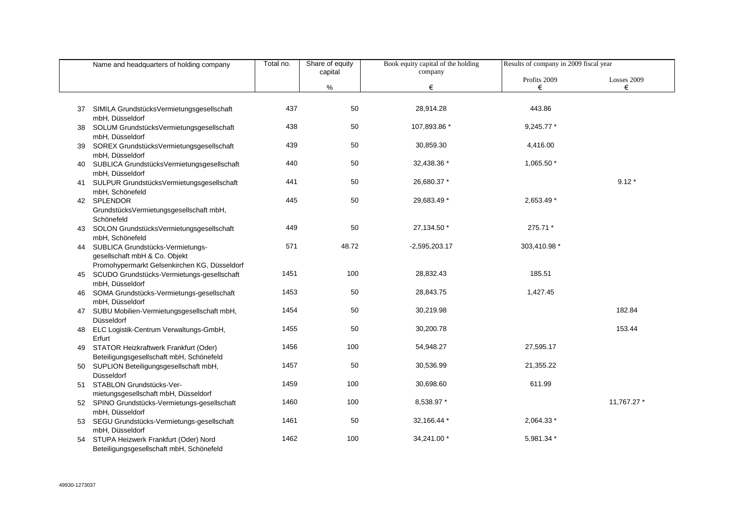| | Name and headquarters of holding company | Total no. | Share of equity capital | Book equity capital of the holding company | Results of company in 2009 fiscal year | |
|---|---|---|---|---|---|---|
| | | | | | Profits 2009 | Losses 2009 |
| | | | % | € | € | € |
| 37 | SIMILA GrundstücksVermietungsgesellschaft mbH, Düsseldorf | 437 | 50 | 28,914.28 | 443.86 | |
| 38 | SOLUM GrundstücksVermietungsgesellschaft mbH, Düsseldorf | 438 | 50 | 107,893.86 * | 9,245.77 * | |
| 39 | SOREX GrundstücksVermietungsgesellschaft mbH, Düsseldorf | 439 | 50 | 30,859.30 | 4,416.00 | |
| 40 | SUBLICA GrundstücksVermietungsgesellschaft mbH, Düsseldorf | 440 | 50 | 32,438.36 * | 1,065.50 * | |
| 41 | SULPUR GrundstücksVermietungsgesellschaft mbH, Schönefeld | 441 | 50 | 26,680.37 * | | 9.12 * |
| 42 | SPLENDOR GrundstücksVermietungsgesellschaft mbH, Schönefeld | 445 | 50 | 29,683.49 * | 2,653.49 * | |
| 43 | SOLON GrundstücksVermietungsgesellschaft mbH, Schönefeld | 449 | 50 | 27,134.50 * | 275.71 * | |
| 44 | SUBLICA Grundstücks-Vermietungs-gesellschaft mbH & Co. Objekt Promohypermarkt Gelsenkirchen KG, Düsseldorf | 571 | 48.72 | -2,595,203.17 | 303,410.98 * | |
| 45 | SCUDO Grundstücks-Vermietungs-gesellschaft mbH, Düsseldorf | 1451 | 100 | 28,832.43 | 185.51 | |
| 46 | SOMA Grundstücks-Vermietungs-gesellschaft mbH, Düsseldorf | 1453 | 50 | 28,843.75 | 1,427.45 | |
| 47 | SUBU Mobilien-Vermietungsgesellschaft mbH, Düsseldorf | 1454 | 50 | 30,219.98 | | 182.84 |
| 48 | ELC Logistik-Centrum Verwaltungs-GmbH, Erfurt | 1455 | 50 | 30,200.78 | | 153.44 |
| 49 | STATOR Heizkraftwerk Frankfurt (Oder) Beteiligungsgesellschaft mbH, Schönefeld | 1456 | 100 | 54,948.27 | 27,595.17 | |
| 50 | SUPLION Beteiligungsgesellschaft mbH, Düsseldorf | 1457 | 50 | 30,536.99 | 21,355.22 | |
| 51 | STABLON Grundstücks-Vermietungsgesellschaft mbH, Düsseldorf | 1459 | 100 | 30,698.60 | 611.99 | |
| 52 | SPINO Grundstücks-Vermietungs-gesellschaft mbH, Düsseldorf | 1460 | 100 | 8,538.97 * | | 11,767.27 * |
| 53 | SEGU Grundstücks-Vermietungs-gesellschaft mbH, Düsseldorf | 1461 | 50 | 32,166.44 * | 2,064.33 * | |
| 54 | STUPA Heizwerk Frankfurt (Oder) Nord Beteiligungsgesellschaft mbH, Schönefeld | 1462 | 100 | 34,241.00 * | 5,981.34 * | |

49930-1273037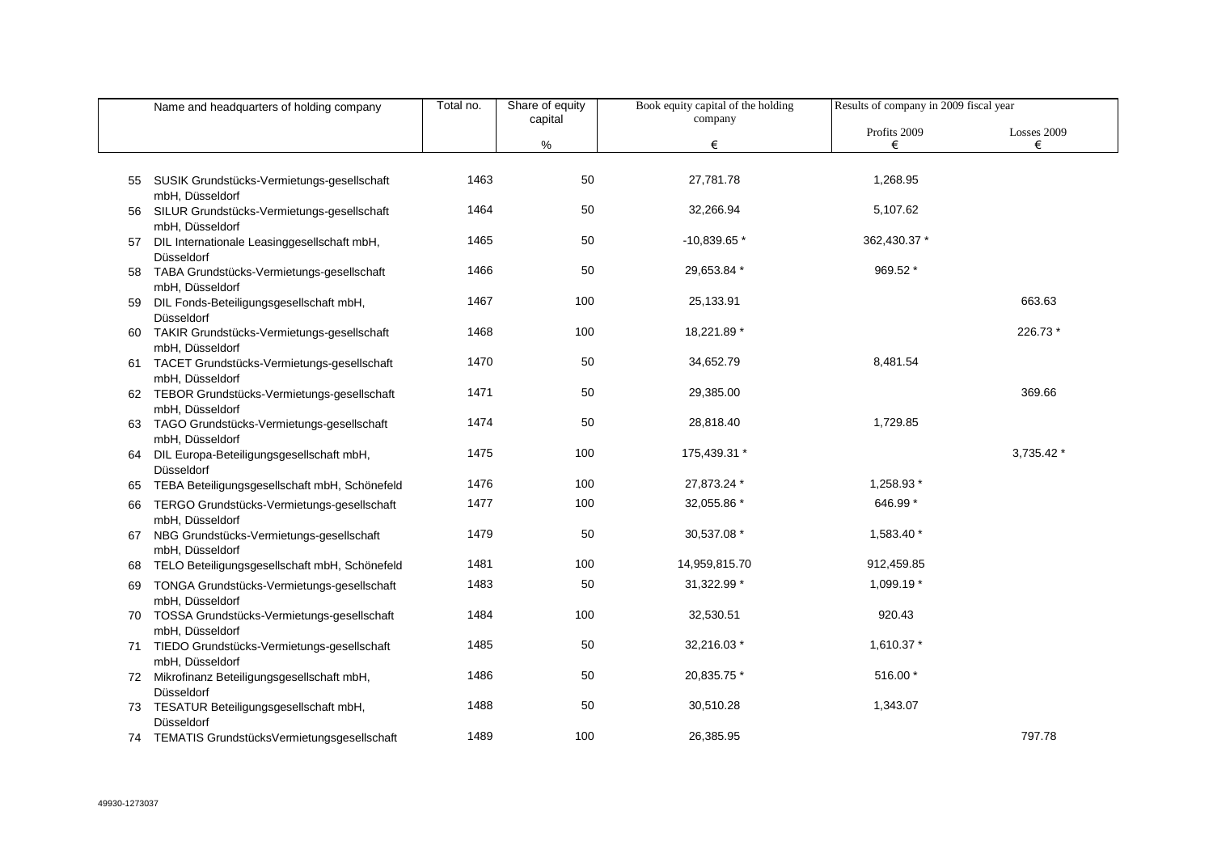| | Name and headquarters of holding company | Total no. | Share of equity capital | Book equity capital of the holding company | Results of company in 2009 fiscal year | |
|---|---|---|---|---|---|---|
| | | | | | Profits 2009 | Losses 2009 |
| | | | % | € | € | € |
| 55 | SUSIK Grundstücks-Vermietungs-gesellschaft mbH, Düsseldorf | 1463 | 50 | 27,781.78 | 1,268.95 | |
| 56 | SILUR Grundstücks-Vermietungs-gesellschaft mbH, Düsseldorf | 1464 | 50 | 32,266.94 | 5,107.62 | |
| 57 | DIL Internationale Leasinggesellschaft mbH, Düsseldorf | 1465 | 50 | -10,839.65 * | 362,430.37 * | |
| 58 | TABA Grundstücks-Vermietungs-gesellschaft mbH, Düsseldorf | 1466 | 50 | 29,653.84 * | 969.52 * | |
| 59 | DIL Fonds-Beteiligungsgesellschaft mbH, Düsseldorf | 1467 | 100 | 25,133.91 | | 663.63 |
| 60 | TAKIR Grundstücks-Vermietungs-gesellschaft mbH, Düsseldorf | 1468 | 100 | 18,221.89 * | | 226.73 * |
| 61 | TACET Grundstücks-Vermietungs-gesellschaft mbH, Düsseldorf | 1470 | 50 | 34,652.79 | 8,481.54 | |
| 62 | TEBOR Grundstücks-Vermietungs-gesellschaft mbH, Düsseldorf | 1471 | 50 | 29,385.00 | | 369.66 |
| 63 | TAGO Grundstücks-Vermietungs-gesellschaft mbH, Düsseldorf | 1474 | 50 | 28,818.40 | 1,729.85 | |
| 64 | DIL Europa-Beteiligungsgesellschaft mbH, Düsseldorf | 1475 | 100 | 175,439.31 * | | 3,735.42 * |
| 65 | TEBA Beteiligungsgesellschaft mbH, Schönefeld | 1476 | 100 | 27,873.24 * | 1,258.93 * | |
| 66 | TERGO Grundstücks-Vermietungs-gesellschaft mbH, Düsseldorf | 1477 | 100 | 32,055.86 * | 646.99 * | |
| 67 | NBG Grundstücks-Vermietungs-gesellschaft mbH, Düsseldorf | 1479 | 50 | 30,537.08 * | 1,583.40 * | |
| 68 | TELO Beteiligungsgesellschaft mbH, Schönefeld | 1481 | 100 | 14,959,815.70 | 912,459.85 | |
| 69 | TONGA Grundstücks-Vermietungs-gesellschaft mbH, Düsseldorf | 1483 | 50 | 31,322.99 * | 1,099.19 * | |
| 70 | TOSSA Grundstücks-Vermietungs-gesellschaft mbH, Düsseldorf | 1484 | 100 | 32,530.51 | 920.43 | |
| 71 | TIEDO Grundstücks-Vermietungs-gesellschaft mbH, Düsseldorf | 1485 | 50 | 32,216.03 * | 1,610.37 * | |
| 72 | Mikrofinanz Beteiligungsgesellschaft mbH, Düsseldorf | 1486 | 50 | 20,835.75 * | 516.00 * | |
| 73 | TESATUR Beteiligungsgesellschaft mbH, Düsseldorf | 1488 | 50 | 30,510.28 | 1,343.07 | |
| 74 | TEMATIS GrundstücksVermietungsgesellschaft | 1489 | 100 | 26,385.95 | | 797.78 |

49930-1273037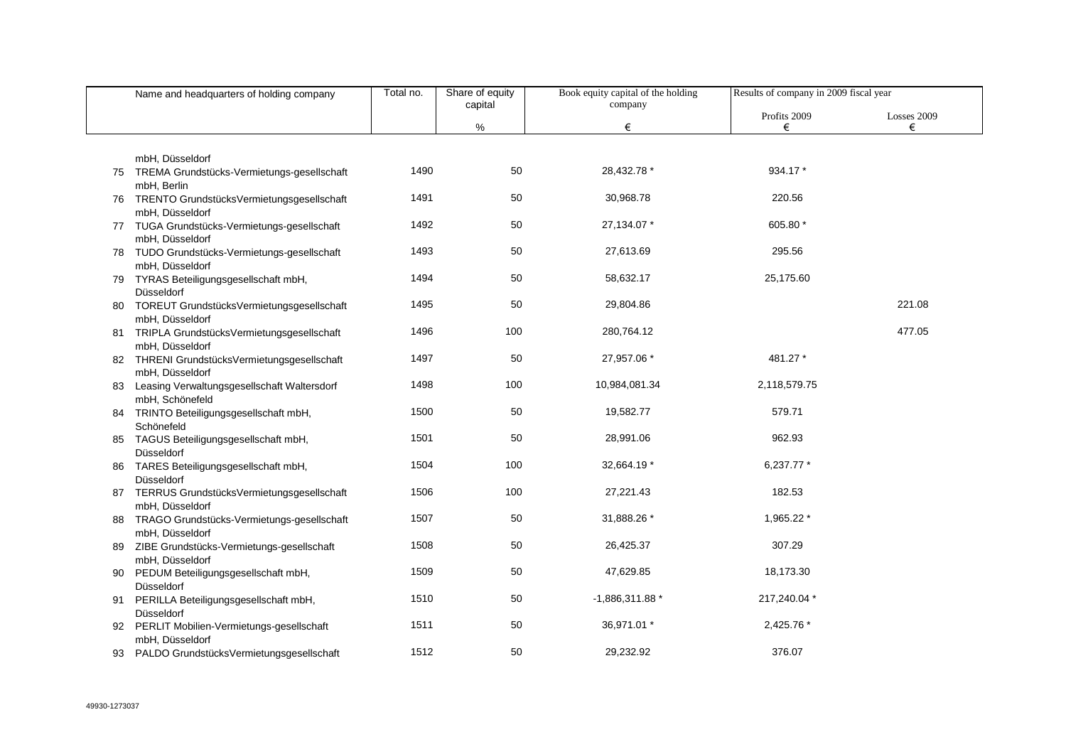| | Name and headquarters of holding company | Total no. | Share of equity capital | Book equity capital of the holding company | Results of company in 2009 fiscal year | |
|---|---|---|---|---|---|---|
| | | | | | Profits 2009 | Losses 2009 |
| | | | % | € | € | € |
| | mbH, Düsseldorf | | | | | |
| 75 | TREMA Grundstücks-Vermietungs-gesellschaft mbH, Berlin | 1490 | 50 | 28,432.78 * | 934.17 * | |
| 76 | TRENTO GrundstücksVermietungsgesellschaft mbH, Düsseldorf | 1491 | 50 | 30,968.78 | 220.56 | |
| 77 | TUGA Grundstücks-Vermietungs-gesellschaft mbH, Düsseldorf | 1492 | 50 | 27,134.07 * | 605.80 * | |
| 78 | TUDO Grundstücks-Vermietungs-gesellschaft mbH, Düsseldorf | 1493 | 50 | 27,613.69 | 295.56 | |
| 79 | TYRAS Beteiligungsgesellschaft mbH, Düsseldorf | 1494 | 50 | 58,632.17 | 25,175.60 | |
| 80 | TOREUT GrundstücksVermietungsgesellschaft mbH, Düsseldorf | 1495 | 50 | 29,804.86 | | 221.08 |
| 81 | TRIPLA GrundstücksVermietungsgesellschaft mbH, Düsseldorf | 1496 | 100 | 280,764.12 | | 477.05 |
| 82 | THRENI GrundstücksVermietungsgesellschaft mbH, Düsseldorf | 1497 | 50 | 27,957.06 * | 481.27 * | |
| 83 | Leasing Verwaltungsgesellschaft Waltersdorf mbH, Schönefeld | 1498 | 100 | 10,984,081.34 | 2,118,579.75 | |
| 84 | TRINTO Beteiligungsgesellschaft mbH, Schönefeld | 1500 | 50 | 19,582.77 | 579.71 | |
| 85 | TAGUS Beteiligungsgesellschaft mbH, Düsseldorf | 1501 | 50 | 28,991.06 | 962.93 | |
| 86 | TARES Beteiligungsgesellschaft mbH, Düsseldorf | 1504 | 100 | 32,664.19 * | 6,237.77 * | |
| 87 | TERRUS GrundstücksVermietungsgesellschaft mbH, Düsseldorf | 1506 | 100 | 27,221.43 | 182.53 | |
| 88 | TRAGO Grundstücks-Vermietungs-gesellschaft mbH, Düsseldorf | 1507 | 50 | 31,888.26 * | 1,965.22 * | |
| 89 | ZIBE Grundstücks-Vermietungs-gesellschaft mbH, Düsseldorf | 1508 | 50 | 26,425.37 | 307.29 | |
| 90 | PEDUM Beteiligungsgesellschaft mbH, Düsseldorf | 1509 | 50 | 47,629.85 | 18,173.30 | |
| 91 | PERILLA Beteiligungsgesellschaft mbH, Düsseldorf | 1510 | 50 | -1,886,311.88 * | 217,240.04 * | |
| 92 | PERLIT Mobilien-Vermietungs-gesellschaft mbH, Düsseldorf | 1511 | 50 | 36,971.01 * | 2,425.76 * | |
| 93 | PALDO GrundstücksVermietungsgesellschaft | 1512 | 50 | 29,232.92 | 376.07 | |

49930-1273037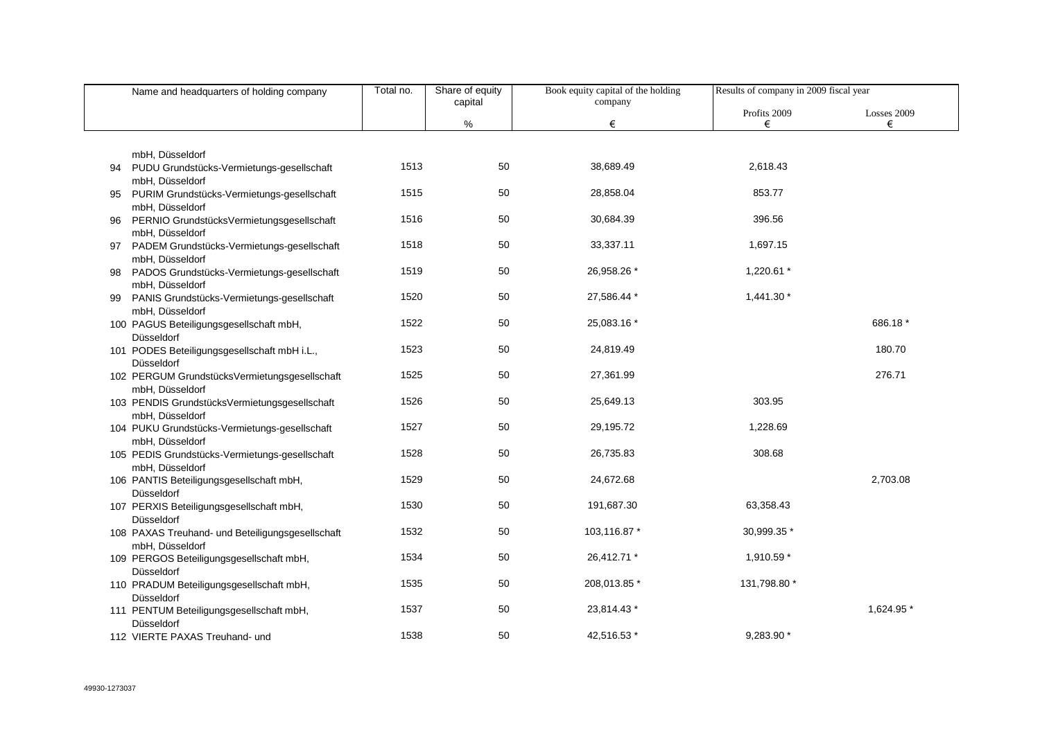| Name and headquarters of holding company | Total no. | Share of equity capital | Book equity capital of the holding company | Results of company in 2009 fiscal year | |
|---|---|---|---|---|---|
| | | | | Profits 2009 | Losses 2009 |
| | | % | € | € | € |
| mbH, Düsseldorf | | | | | |
| 94 PUDU Grundstücks-Vermietungs-gesellschaft mbH, Düsseldorf | 1513 | 50 | 38,689.49 | 2,618.43 | |
| 95 PURIM Grundstücks-Vermietungs-gesellschaft mbH, Düsseldorf | 1515 | 50 | 28,858.04 | 853.77 | |
| 96 PERNIO GrundstücksVermietungsgesellschaft mbH, Düsseldorf | 1516 | 50 | 30,684.39 | 396.56 | |
| 97 PADEM Grundstücks-Vermietungs-gesellschaft mbH, Düsseldorf | 1518 | 50 | 33,337.11 | 1,697.15 | |
| 98 PADOS Grundstücks-Vermietungs-gesellschaft mbH, Düsseldorf | 1519 | 50 | 26,958.26 * | 1,220.61 * | |
| 99 PANIS Grundstücks-Vermietungs-gesellschaft mbH, Düsseldorf | 1520 | 50 | 27,586.44 * | 1,441.30 * | |
| 100 PAGUS Beteiligungsgesellschaft mbH, Düsseldorf | 1522 | 50 | 25,083.16 * | | 686.18 * |
| 101 PODES Beteiligungsgesellschaft mbH i.L., Düsseldorf | 1523 | 50 | 24,819.49 | | 180.70 |
| 102 PERGUM GrundstücksVermietungsgesellschaft mbH, Düsseldorf | 1525 | 50 | 27,361.99 | | 276.71 |
| 103 PENDIS GrundstücksVermietungsgesellschaft mbH, Düsseldorf | 1526 | 50 | 25,649.13 | 303.95 | |
| 104 PUKU Grundstücks-Vermietungs-gesellschaft mbH, Düsseldorf | 1527 | 50 | 29,195.72 | 1,228.69 | |
| 105 PEDIS Grundstücks-Vermietungs-gesellschaft mbH, Düsseldorf | 1528 | 50 | 26,735.83 | 308.68 | |
| 106 PANTIS Beteiligungsgesellschaft mbH, Düsseldorf | 1529 | 50 | 24,672.68 | | 2,703.08 |
| 107 PERXIS Beteiligungsgesellschaft mbH, Düsseldorf | 1530 | 50 | 191,687.30 | 63,358.43 | |
| 108 PAXAS Treuhand- und Beteiligungsgesellschaft mbH, Düsseldorf | 1532 | 50 | 103,116.87 * | 30,999.35 * | |
| 109 PERGOS Beteiligungsgesellschaft mbH, Düsseldorf | 1534 | 50 | 26,412.71 * | 1,910.59 * | |
| 110 PRADUM Beteiligungsgesellschaft mbH, Düsseldorf | 1535 | 50 | 208,013.85 * | 131,798.80 * | |
| 111 PENTUM Beteiligungsgesellschaft mbH, Düsseldorf | 1537 | 50 | 23,814.43 * | | 1,624.95 * |
| 112 VIERTE PAXAS Treuhand- und | 1538 | 50 | 42,516.53 * | 9,283.90 * | |

49930-1273037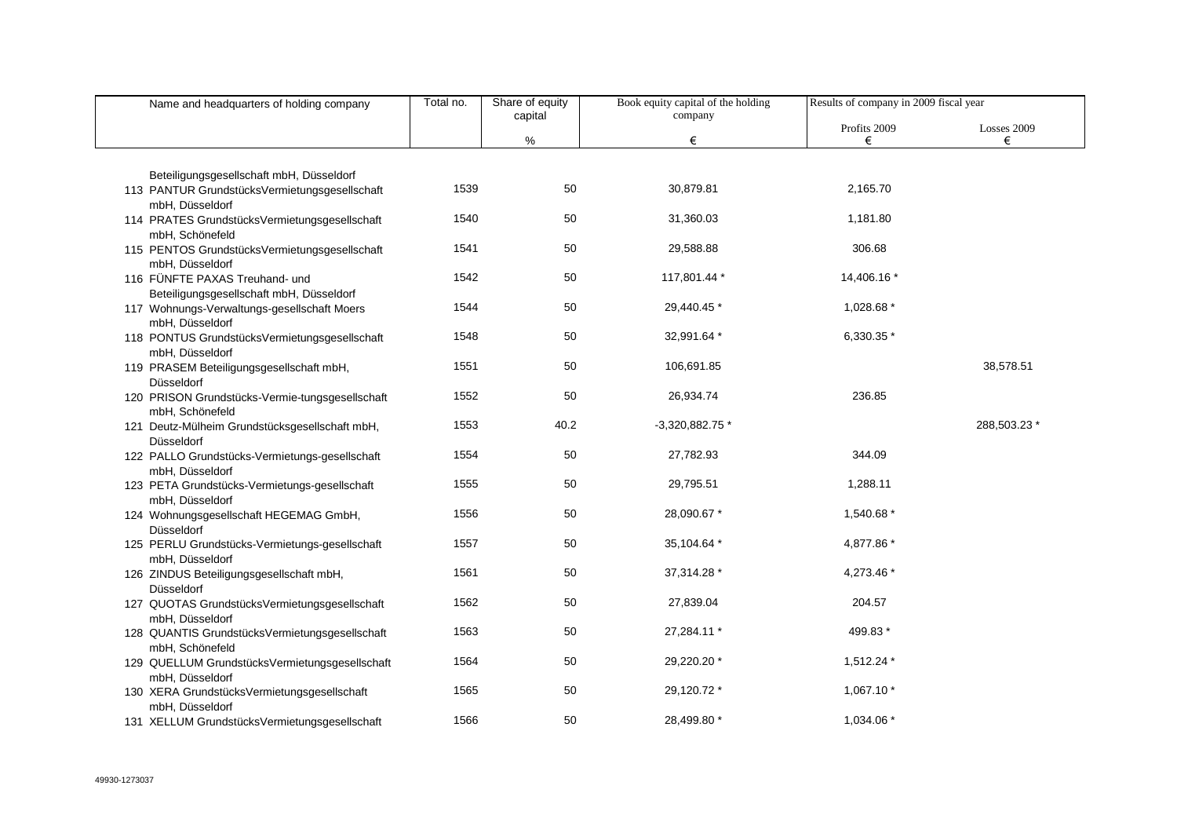| Name and headquarters of holding company | Total no. | Share of equity capital | Book equity capital of the holding company | Results of company in 2009 fiscal year | |
|---|---|---|---|---|---|
| | | | | Profits 2009 | Losses 2009 |
| | | % | € | € | € |
| Beteiligungsgesellschaft mbH, Düsseldorf | | | | | |
| 113 PANTUR GrundstücksVermietungsgesellschaft mbH, Düsseldorf | 1539 | 50 | 30,879.81 | 2,165.70 | |
| 114 PRATES GrundstücksVermietungsgesellschaft mbH, Schönefeld | 1540 | 50 | 31,360.03 | 1,181.80 | |
| 115 PENTOS GrundstücksVermietungsgesellschaft mbH, Düsseldorf | 1541 | 50 | 29,588.88 | 306.68 | |
| 116 FÜNFTE PAXAS Treuhand- und Beteiligungsgesellschaft mbH, Düsseldorf | 1542 | 50 | 117,801.44 * | 14,406.16 * | |
| 117 Wohnungs-Verwaltungs-gesellschaft Moers mbH, Düsseldorf | 1544 | 50 | 29,440.45 * | 1,028.68 * | |
| 118 PONTUS GrundstücksVermietungsgesellschaft mbH, Düsseldorf | 1548 | 50 | 32,991.64 * | 6,330.35 * | |
| 119 PRASEM Beteiligungsgesellschaft mbH, Düsseldorf | 1551 | 50 | 106,691.85 | | 38,578.51 |
| 120 PRISON Grundstücks-Vermie-tungsgesellschaft mbH, Schönefeld | 1552 | 50 | 26,934.74 | 236.85 | |
| 121 Deutz-Mülheim Grundstücksgesellschaft mbH, Düsseldorf | 1553 | 40.2 | -3,320,882.75 * | | 288,503.23 * |
| 122 PALLO Grundstücks-Vermietungs-gesellschaft mbH, Düsseldorf | 1554 | 50 | 27,782.93 | 344.09 | |
| 123 PETA Grundstücks-Vermietungs-gesellschaft mbH, Düsseldorf | 1555 | 50 | 29,795.51 | 1,288.11 | |
| 124 Wohnungsgesellschaft HEGEMAG GmbH, Düsseldorf | 1556 | 50 | 28,090.67 * | 1,540.68 * | |
| 125 PERLU Grundstücks-Vermietungs-gesellschaft mbH, Düsseldorf | 1557 | 50 | 35,104.64 * | 4,877.86 * | |
| 126 ZINDUS Beteiligungsgesellschaft mbH, Düsseldorf | 1561 | 50 | 37,314.28 * | 4,273.46 * | |
| 127 QUOTAS GrundstücksVermietungsgesellschaft mbH, Düsseldorf | 1562 | 50 | 27,839.04 | 204.57 | |
| 128 QUANTIS GrundstücksVermietungsgesellschaft mbH, Schönefeld | 1563 | 50 | 27,284.11 * | 499.83 * | |
| 129 QUELLUM GrundstücksVermietungsgesellschaft mbH, Düsseldorf | 1564 | 50 | 29,220.20 * | 1,512.24 * | |
| 130 XERA GrundstücksVermietungsgesellschaft mbH, Düsseldorf | 1565 | 50 | 29,120.72 * | 1,067.10 * | |
| 131 XELLUM GrundstücksVermietungsgesellschaft | 1566 | 50 | 28,499.80 * | 1,034.06 * | |

49930-1273037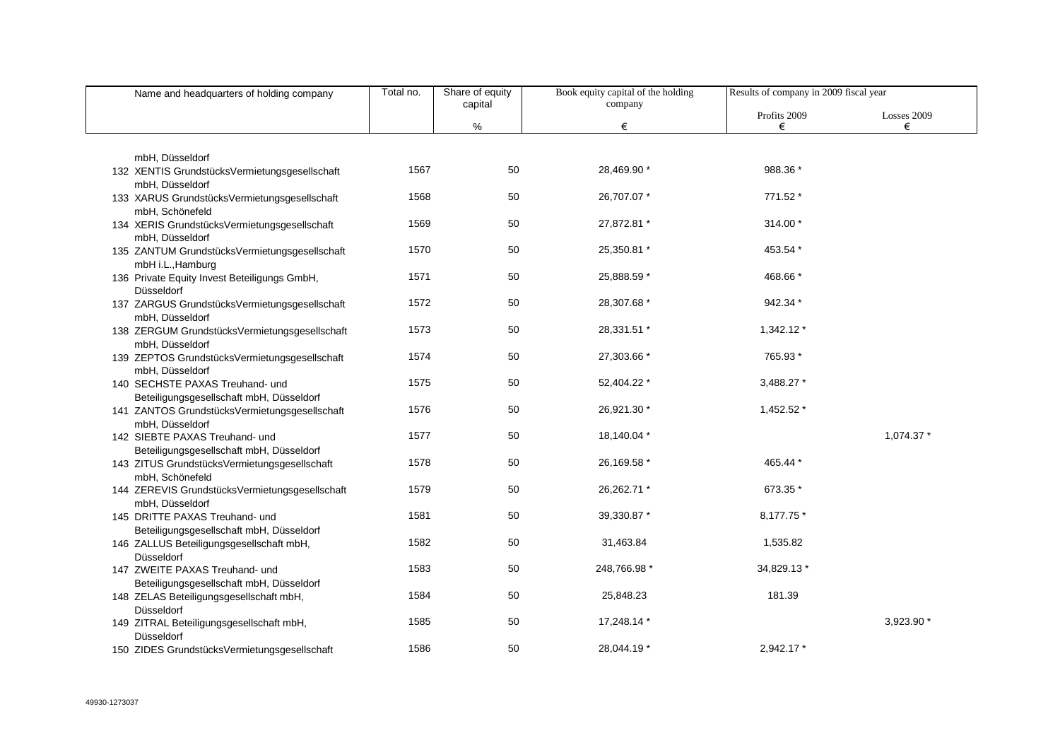| Name and headquarters of holding company | Total no. | Share of equity capital | Book equity capital of the holding company | Results of company in 2009 fiscal year | |
|---|---|---|---|---|---|
| | | | | Profits 2009 | Losses 2009 |
| | | % | € | € | € |
| mbH, Düsseldorf | | | | | |
| 132 XENTIS GrundstücksVermietungsgesellschaft mbH, Düsseldorf | 1567 | 50 | 28,469.90 * | 988.36 * | |
| 133 XARUS GrundstücksVermietungsgesellschaft mbH, Schönefeld | 1568 | 50 | 26,707.07 * | 771.52 * | |
| 134 XERIS GrundstücksVermietungsgesellschaft mbH, Düsseldorf | 1569 | 50 | 27,872.81 * | 314.00 * | |
| 135 ZANTUM GrundstücksVermietungsgesellschaft mbH i.L.,Hamburg | 1570 | 50 | 25,350.81 * | 453.54 * | |
| 136 Private Equity Invest Beteiligungs GmbH, Düsseldorf | 1571 | 50 | 25,888.59 * | 468.66 * | |
| 137 ZARGUS GrundstücksVermietungsgesellschaft mbH, Düsseldorf | 1572 | 50 | 28,307.68 * | 942.34 * | |
| 138 ZERGUM GrundstücksVermietungsgesellschaft mbH, Düsseldorf | 1573 | 50 | 28,331.51 * | 1,342.12 * | |
| 139 ZEPTOS GrundstücksVermietungsgesellschaft mbH, Düsseldorf | 1574 | 50 | 27,303.66 * | 765.93 * | |
| 140 SECHSTE PAXAS Treuhand- und Beteiligungsgesellschaft mbH, Düsseldorf | 1575 | 50 | 52,404.22 * | 3,488.27 * | |
| 141 ZANTOS GrundstücksVermietungsgesellschaft mbH, Düsseldorf | 1576 | 50 | 26,921.30 * | 1,452.52 * | |
| 142 SIEBTE PAXAS Treuhand- und Beteiligungsgesellschaft mbH, Düsseldorf | 1577 | 50 | 18,140.04 * | | 1,074.37 * |
| 143 ZITUS GrundstücksVermietungsgesellschaft mbH, Schönefeld | 1578 | 50 | 26,169.58 * | 465.44 * | |
| 144 ZEREVIS GrundstücksVermietungsgesellschaft mbH, Düsseldorf | 1579 | 50 | 26,262.71 * | 673.35 * | |
| 145 DRITTE PAXAS Treuhand- und Beteiligungsgesellschaft mbH, Düsseldorf | 1581 | 50 | 39,330.87 * | 8,177.75 * | |
| 146 ZALLUS Beteiligungsgesellschaft mbH, Düsseldorf | 1582 | 50 | 31,463.84 | 1,535.82 | |
| 147 ZWEITE PAXAS Treuhand- und Beteiligungsgesellschaft mbH, Düsseldorf | 1583 | 50 | 248,766.98 * | 34,829.13 * | |
| 148 ZELAS Beteiligungsgesellschaft mbH, Düsseldorf | 1584 | 50 | 25,848.23 | 181.39 | |
| 149 ZITRAL Beteiligungsgesellschaft mbH, Düsseldorf | 1585 | 50 | 17,248.14 * | | 3,923.90 * |
| 150 ZIDES GrundstücksVermietungsgesellschaft | 1586 | 50 | 28,044.19 * | 2,942.17 * | |

49930-1273037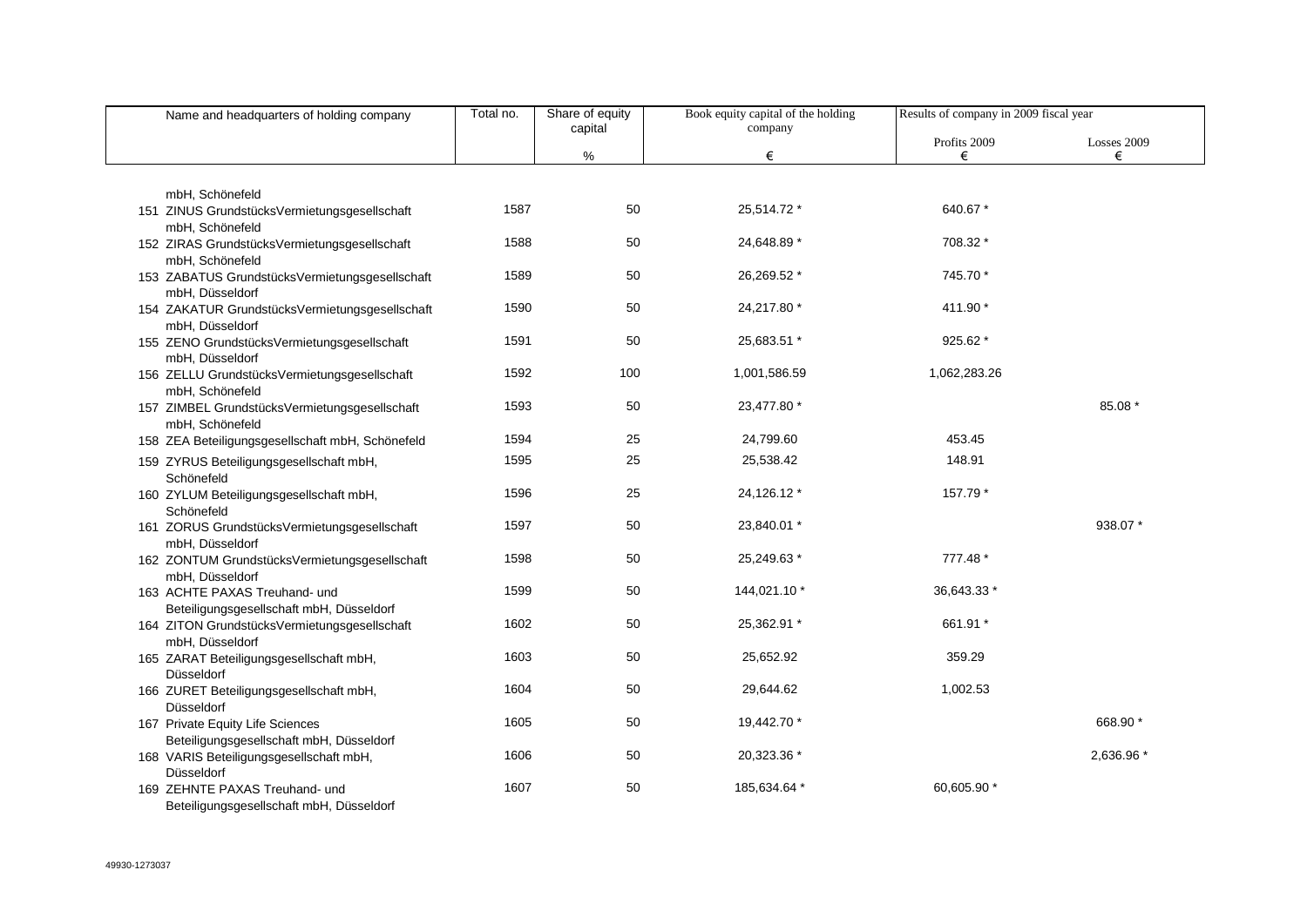| Name and headquarters of holding company | Total no. | Share of equity capital | Book equity capital of the holding company | Results of company in 2009 fiscal year | |
|---|---|---|---|---|---|
| | | | | Profits 2009 | Losses 2009 |
| | | % | € | € | € |
| mbH, Schönefeld | | | | | |
| 151 ZINUS GrundstücksVermietungsgesellschaft mbH, Schönefeld | 1587 | 50 | 25,514.72 * | 640.67 * | |
| 152 ZIRAS GrundstücksVermietungsgesellschaft mbH, Schönefeld | 1588 | 50 | 24,648.89 * | 708.32 * | |
| 153 ZABATUS GrundstücksVermietungsgesellschaft mbH, Düsseldorf | 1589 | 50 | 26,269.52 * | 745.70 * | |
| 154 ZAKATUR GrundstücksVermietungsgesellschaft mbH, Düsseldorf | 1590 | 50 | 24,217.80 * | 411.90 * | |
| 155 ZENO GrundstücksVermietungsgesellschaft mbH, Düsseldorf | 1591 | 50 | 25,683.51 * | 925.62 * | |
| 156 ZELLU GrundstücksVermietungsgesellschaft mbH, Schönefeld | 1592 | 100 | 1,001,586.59 | 1,062,283.26 | |
| 157 ZIMBEL GrundstücksVermietungsgesellschaft mbH, Schönefeld | 1593 | 50 | 23,477.80 * | | 85.08 * |
| 158 ZEA Beteiligungsgesellschaft mbH, Schönefeld | 1594 | 25 | 24,799.60 | 453.45 | |
| 159 ZYRUS Beteiligungsgesellschaft mbH, Schönefeld | 1595 | 25 | 25,538.42 | 148.91 | |
| 160 ZYLUM Beteiligungsgesellschaft mbH, Schönefeld | 1596 | 25 | 24,126.12 * | 157.79 * | |
| 161 ZORUS GrundstücksVermietungsgesellschaft mbH, Düsseldorf | 1597 | 50 | 23,840.01 * | | 938.07 * |
| 162 ZONTUM GrundstücksVermietungsgesellschaft mbH, Düsseldorf | 1598 | 50 | 25,249.63 * | 777.48 * | |
| 163 ACHTE PAXAS Treuhand- und Beteiligungsgesellschaft mbH, Düsseldorf | 1599 | 50 | 144,021.10 * | 36,643.33 * | |
| 164 ZITON GrundstücksVermietungsgesellschaft mbH, Düsseldorf | 1602 | 50 | 25,362.91 * | 661.91 * | |
| 165 ZARAT Beteiligungsgesellschaft mbH, Düsseldorf | 1603 | 50 | 25,652.92 | 359.29 | |
| 166 ZURET Beteiligungsgesellschaft mbH, Düsseldorf | 1604 | 50 | 29,644.62 | 1,002.53 | |
| 167 Private Equity Life Sciences Beteiligungsgesellschaft mbH, Düsseldorf | 1605 | 50 | 19,442.70 * | | 668.90 * |
| 168 VARIS Beteiligungsgesellschaft mbH, Düsseldorf | 1606 | 50 | 20,323.36 * | | 2,636.96 * |
| 169 ZEHNTE PAXAS Treuhand- und Beteiligungsgesellschaft mbH, Düsseldorf | 1607 | 50 | 185,634.64 * | 60,605.90 * | |

49930-1273037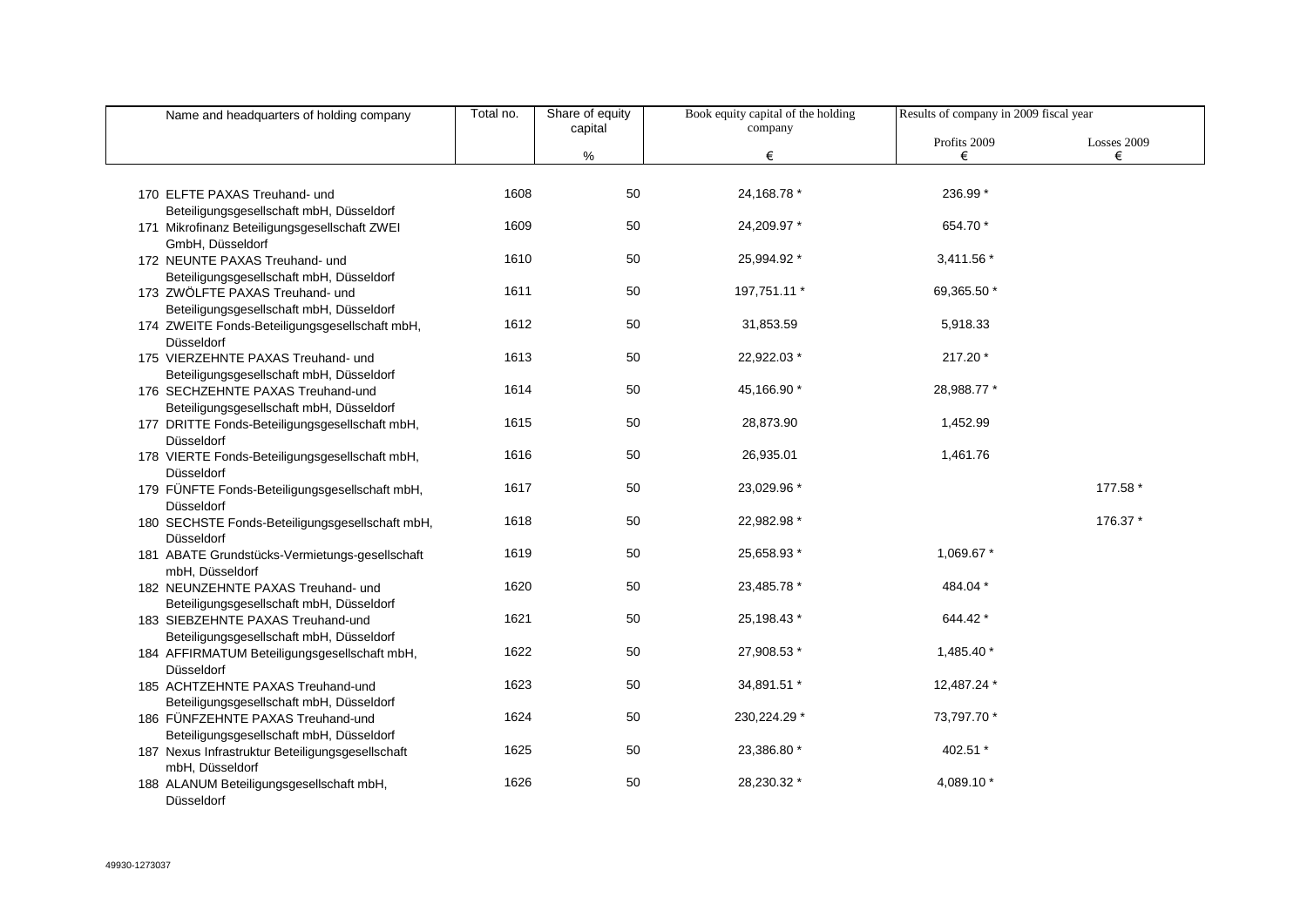| Name and headquarters of holding company | Total no. | Share of equity capital | Book equity capital of the holding company | Results of company in 2009 fiscal year | |
|---|---|---|---|---|---|
| | | % | € | Profits 2009 € | Losses 2009 € |
| 170 ELFTE PAXAS Treuhand- und Beteiligungsgesellschaft mbH, Düsseldorf | 1608 | 50 | 24,168.78 * | 236.99 * | |
| 171 Mikrofinanz Beteiligungsgesellschaft ZWEI GmbH, Düsseldorf | 1609 | 50 | 24,209.97 * | 654.70 * | |
| 172 NEUNTE PAXAS Treuhand- und Beteiligungsgesellschaft mbH, Düsseldorf | 1610 | 50 | 25,994.92 * | 3,411.56 * | |
| 173 ZWÖLFTE PAXAS Treuhand- und Beteiligungsgesellschaft mbH, Düsseldorf | 1611 | 50 | 197,751.11 * | 69,365.50 * | |
| 174 ZWEITE Fonds-Beteiligungsgesellschaft mbH, Düsseldorf | 1612 | 50 | 31,853.59 | 5,918.33 | |
| 175 VIERZEHNTE PAXAS Treuhand- und Beteiligungsgesellschaft mbH, Düsseldorf | 1613 | 50 | 22,922.03 * | 217.20 * | |
| 176 SECHZEHNTE PAXAS Treuhand-und Beteiligungsgesellschaft mbH, Düsseldorf | 1614 | 50 | 45,166.90 * | 28,988.77 * | |
| 177 DRITTE Fonds-Beteiligungsgesellschaft mbH, Düsseldorf | 1615 | 50 | 28,873.90 | 1,452.99 | |
| 178 VIERTE Fonds-Beteiligungsgesellschaft mbH, Düsseldorf | 1616 | 50 | 26,935.01 | 1,461.76 | |
| 179 FÜNFTE Fonds-Beteiligungsgesellschaft mbH, Düsseldorf | 1617 | 50 | 23,029.96 * | | 177.58 * |
| 180 SECHSTE Fonds-Beteiligungsgesellschaft mbH, Düsseldorf | 1618 | 50 | 22,982.98 * | | 176.37 * |
| 181 ABATE Grundstücks-Vermietungs-gesellschaft mbH, Düsseldorf | 1619 | 50 | 25,658.93 * | 1,069.67 * | |
| 182 NEUNZEHNTE PAXAS Treuhand- und Beteiligungsgesellschaft mbH, Düsseldorf | 1620 | 50 | 23,485.78 * | 484.04 * | |
| 183 SIEBZEHNTE PAXAS Treuhand-und Beteiligungsgesellschaft mbH, Düsseldorf | 1621 | 50 | 25,198.43 * | 644.42 * | |
| 184 AFFIRMATUM Beteiligungsgesellschaft mbH, Düsseldorf | 1622 | 50 | 27,908.53 * | 1,485.40 * | |
| 185 ACHTZEHNTE PAXAS Treuhand-und Beteiligungsgesellschaft mbH, Düsseldorf | 1623 | 50 | 34,891.51 * | 12,487.24 * | |
| 186 FÜNFZEHNTE PAXAS Treuhand-und Beteiligungsgesellschaft mbH, Düsseldorf | 1624 | 50 | 230,224.29 * | 73,797.70 * | |
| 187 Nexus Infrastruktur Beteiligungsgesellschaft mbH, Düsseldorf | 1625 | 50 | 23,386.80 * | 402.51 * | |
| 188 ALANUM Beteiligungsgesellschaft mbH, Düsseldorf | 1626 | 50 | 28,230.32 * | 4,089.10 * | |

49930-1273037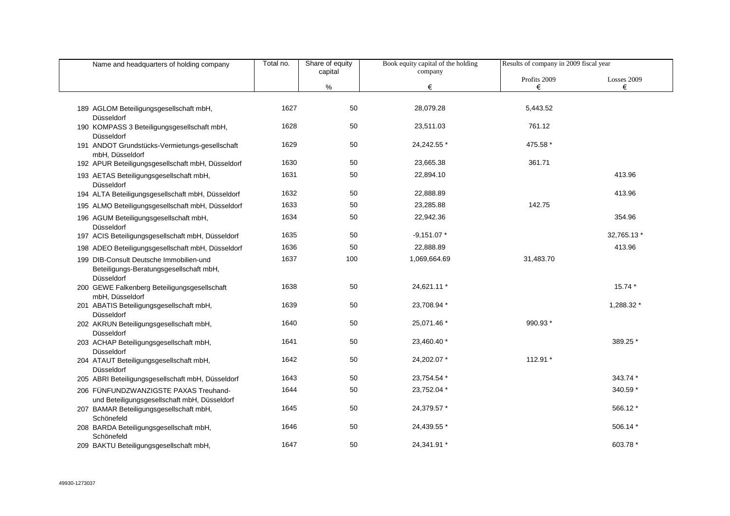| Name and headquarters of holding company | Total no. | Share of equity capital | Book equity capital of the holding company | Results of company in 2009 fiscal year | |
|---|---|---|---|---|---|
| | | | | Profits 2009 | Losses 2009 |
| | | % | € | € | € |
| 189 AGLOM Beteiligungsgesellschaft mbH, Düsseldorf | 1627 | 50 | 28,079.28 | 5,443.52 | |
| 190 KOMPASS 3 Beteiligungsgesellschaft mbH, Düsseldorf | 1628 | 50 | 23,511.03 | 761.12 | |
| 191 ANDOT Grundstücks-Vermietungs-gesellschaft mbH, Düsseldorf | 1629 | 50 | 24,242.55 * | 475.58 * | |
| 192 APUR Beteiligungsgesellschaft mbH, Düsseldorf | 1630 | 50 | 23,665.38 | 361.71 | |
| 193 AETAS Beteiligungsgesellschaft mbH, Düsseldorf | 1631 | 50 | 22,894.10 | | 413.96 |
| 194 ALTA Beteiligungsgesellschaft mbH, Düsseldorf | 1632 | 50 | 22,888.89 | | 413.96 |
| 195 ALMO Beteiligungsgesellschaft mbH, Düsseldorf | 1633 | 50 | 23,285.88 | 142.75 | |
| 196 AGUM Beteiligungsgesellschaft mbH, Düsseldorf | 1634 | 50 | 22,942.36 | | 354.96 |
| 197 ACIS Beteiligungsgesellschaft mbH, Düsseldorf | 1635 | 50 | -9,151.07 * | | 32,765.13 * |
| 198 ADEO Beteiligungsgesellschaft mbH, Düsseldorf | 1636 | 50 | 22,888.89 | | 413.96 |
| 199 DIB-Consult Deutsche Immobilien-und Beteiligungs-Beratungsgesellschaft mbH, Düsseldorf | 1637 | 100 | 1,069,664.69 | 31,483.70 | |
| 200 GEWE Falkenberg Beteiligungsgesellschaft mbH, Düsseldorf | 1638 | 50 | 24,621.11 * | | 15.74 * |
| 201 ABATIS Beteiligungsgesellschaft mbH, Düsseldorf | 1639 | 50 | 23,708.94 * | | 1,288.32 * |
| 202 AKRUN Beteiligungsgesellschaft mbH, Düsseldorf | 1640 | 50 | 25,071.46 * | 990.93 * | |
| 203 ACHAP Beteiligungsgesellschaft mbH, Düsseldorf | 1641 | 50 | 23,460.40 * | | 389.25 * |
| 204 ATAUT Beteiligungsgesellschaft mbH, Düsseldorf | 1642 | 50 | 24,202.07 * | 112.91 * | |
| 205 ABRI Beteiligungsgesellschaft mbH, Düsseldorf | 1643 | 50 | 23,754.54 * | | 343.74 * |
| 206 FÜNFUNDZWANZIGSTE PAXAS Treuhand- und Beteiligungsgesellschaft mbH, Düsseldorf | 1644 | 50 | 23,752.04 * | | 340.59 * |
| 207 BAMAR Beteiligungsgesellschaft mbH, Schönefeld | 1645 | 50 | 24,379.57 * | | 566.12 * |
| 208 BARDA Beteiligungsgesellschaft mbH, Schönefeld | 1646 | 50 | 24,439.55 * | | 506.14 * |
| 209 BAKTU Beteiligungsgesellschaft mbH, | 1647 | 50 | 24,341.91 * | | 603.78 * |

49930-1273037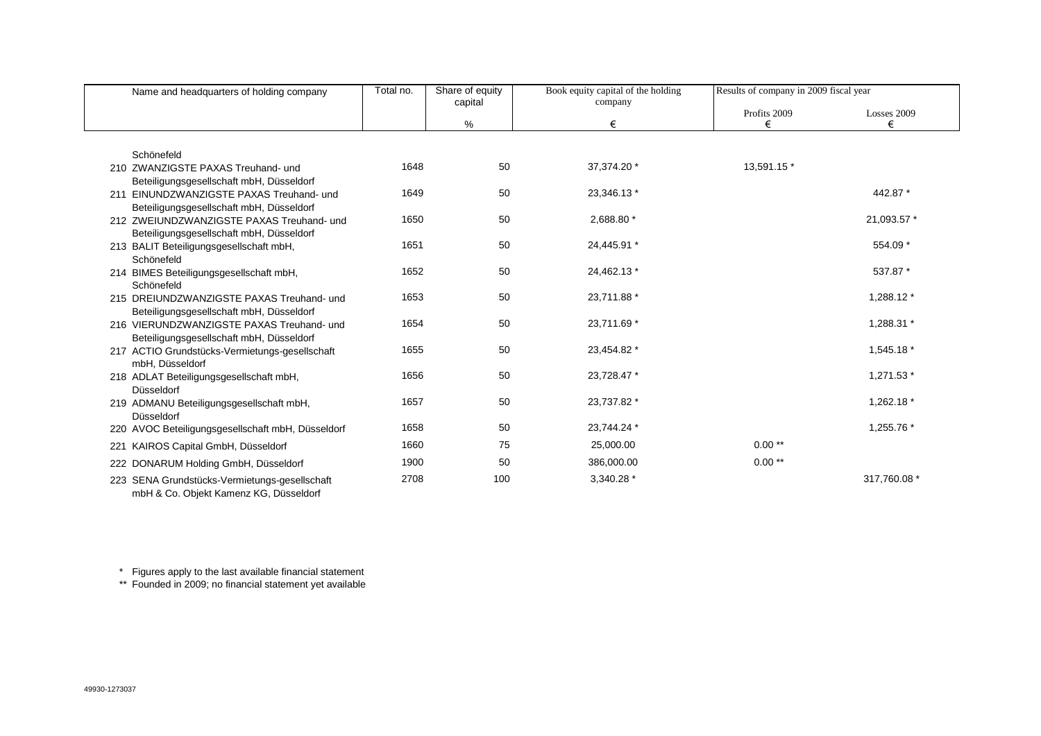| Name and headquarters of holding company | Total no. | Share of equity capital | Book equity capital of the holding company | Results of company in 2009 fiscal year | |
|---|---|---|---|---|---|
| | | | | Profits 2009 | Losses 2009 |
| | | % | € | € | € |
| Schönefeld | | | | | |
| 210 ZWANZIGSTE PAXAS Treuhand- und Beteiligungsgesellschaft mbH, Düsseldorf | 1648 | 50 | 37,374.20 * | 13,591.15 * | |
| 211 EINUNDZWANZIGSTE PAXAS Treuhand- und Beteiligungsgesellschaft mbH, Düsseldorf | 1649 | 50 | 23,346.13 * | | 442.87 * |
| 212 ZWEIUNDZWANZIGSTE PAXAS Treuhand- und Beteiligungsgesellschaft mbH, Düsseldorf | 1650 | 50 | 2,688.80 * | | 21,093.57 * |
| 213 BALIT Beteiligungsgesellschaft mbH, Schönefeld | 1651 | 50 | 24,445.91 * | | 554.09 * |
| 214 BIMES Beteiligungsgesellschaft mbH, Schönefeld | 1652 | 50 | 24,462.13 * | | 537.87 * |
| 215 DREIUNDZWANZIGSTE PAXAS Treuhand- und Beteiligungsgesellschaft mbH, Düsseldorf | 1653 | 50 | 23,711.88 * | | 1,288.12 * |
| 216 VIERUNDZWANZIGSTE PAXAS Treuhand- und Beteiligungsgesellschaft mbH, Düsseldorf | 1654 | 50 | 23,711.69 * | | 1,288.31 * |
| 217 ACTIO Grundstücks-Vermietungs-gesellschaft mbH, Düsseldorf | 1655 | 50 | 23,454.82 * | | 1,545.18 * |
| 218 ADLAT Beteiligungsgesellschaft mbH, Düsseldorf | 1656 | 50 | 23,728.47 * | | 1,271.53 * |
| 219 ADMANU Beteiligungsgesellschaft mbH, Düsseldorf | 1657 | 50 | 23,737.82 * | | 1,262.18 * |
| 220 AVOC Beteiligungsgesellschaft mbH, Düsseldorf | 1658 | 50 | 23,744.24 * | | 1,255.76 * |
| 221 KAIROS Capital GmbH, Düsseldorf | 1660 | 75 | 25,000.00 | 0.00 ** | |
| 222 DONARUM Holding GmbH, Düsseldorf | 1900 | 50 | 386,000.00 | 0.00 ** | |
| 223 SENA Grundstücks-Vermietungs-gesellschaft mbH & Co. Objekt Kamenz KG, Düsseldorf | 2708 | 100 | 3,340.28 * | | 317,760.08 * |

\* Figures apply to the last available financial statement

\*\* Founded in 2009; no financial statement yet available

49930-1273037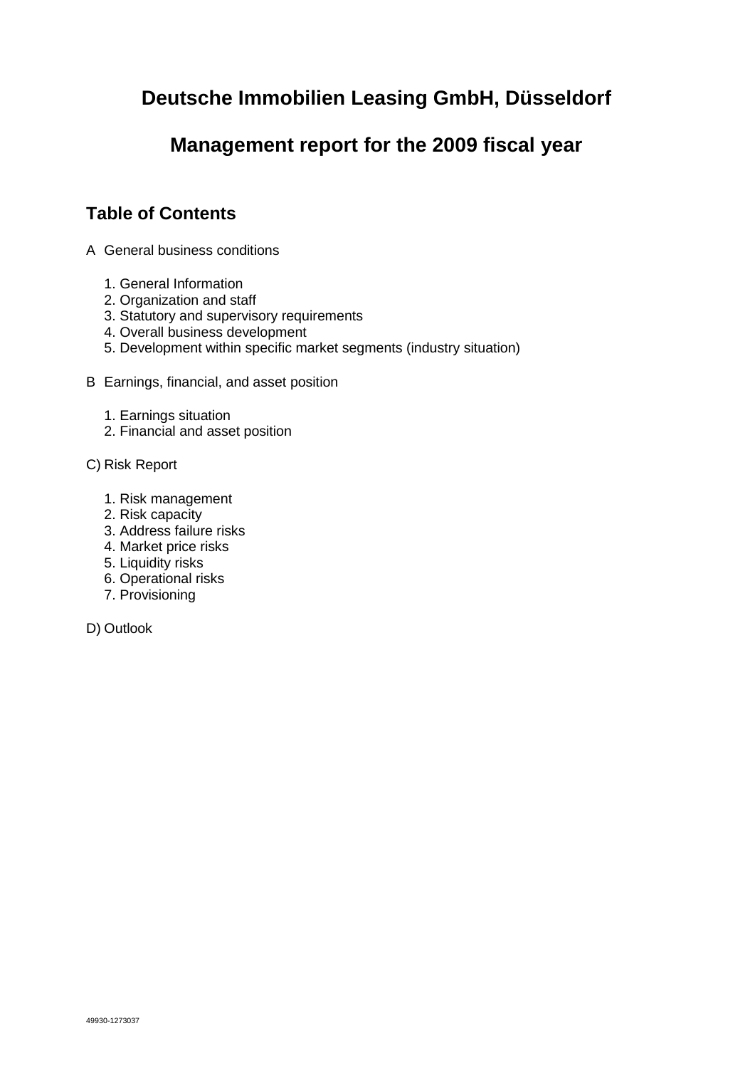# Deutsche Immobilien Leasing GmbH, Düsseldorf

# Management report for the 2009 fiscal year

## Table of Contents

A General business conditions

1. General Information
2. Organization and staff
3. Statutory and supervisory requirements
4. Overall business development
5. Development within specific market segments (industry situation)

B Earnings, financial, and asset position

1. Earnings situation
2. Financial and asset position

C) Risk Report

1. Risk management
2. Risk capacity
3. Address failure risks
4. Market price risks
5. Liquidity risks
6. Operational risks
7. Provisioning

D) Outlook

49930-1273037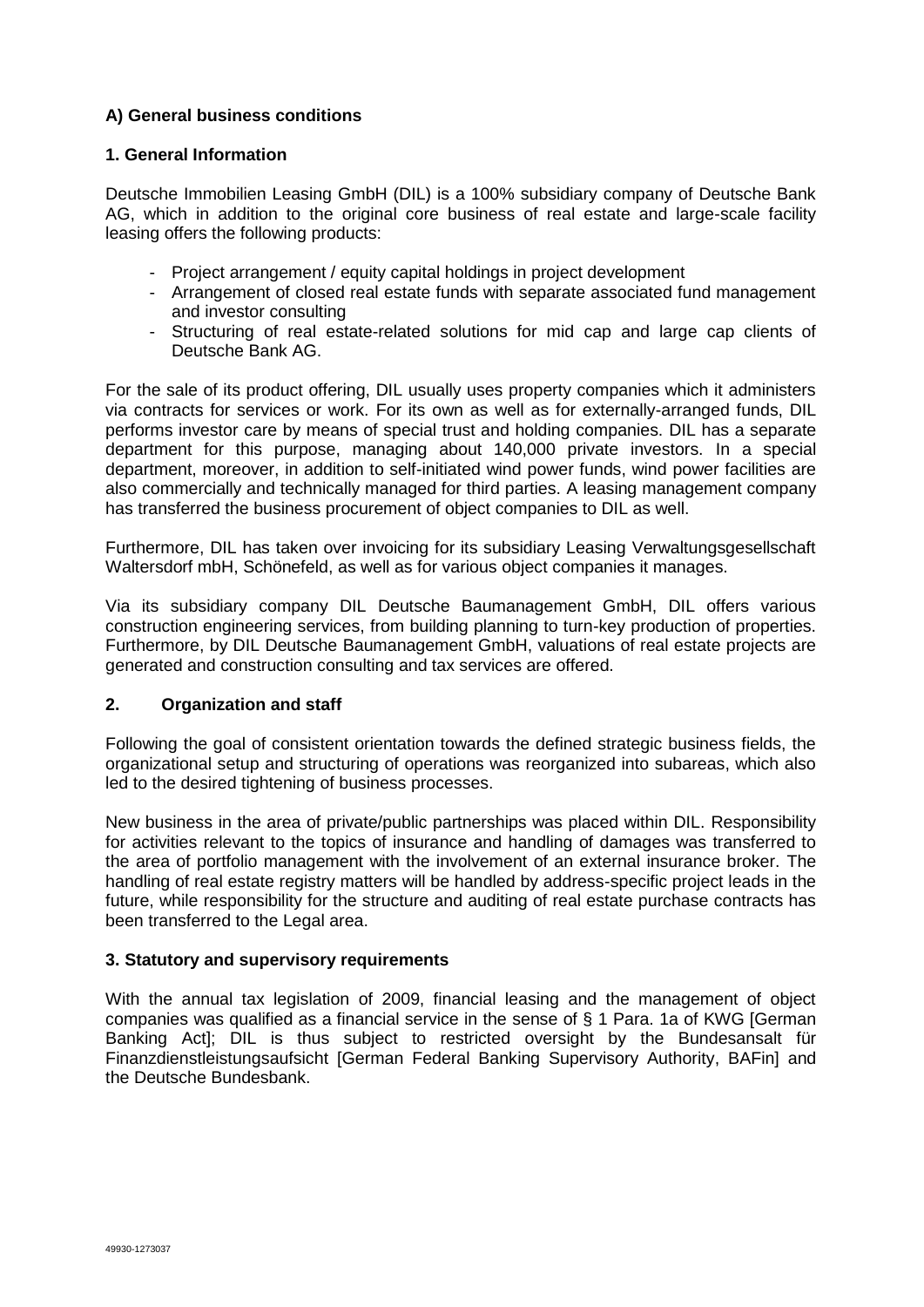### A) General business conditions

#### 1. General Information

Deutsche Immobilien Leasing GmbH (DIL) is a 100% subsidiary company of Deutsche Bank AG, which in addition to the original core business of real estate and large-scale facility leasing offers the following products:

- Project arrangement / equity capital holdings in project development
- Arrangement of closed real estate funds with separate associated fund management and investor consulting
- Structuring of real estate-related solutions for mid cap and large cap clients of Deutsche Bank AG.

For the sale of its product offering, DIL usually uses property companies which it administers via contracts for services or work. For its own as well as for externally-arranged funds, DIL performs investor care by means of special trust and holding companies. DIL has a separate department for this purpose, managing about 140,000 private investors. In a special department, moreover, in addition to self-initiated wind power funds, wind power facilities are also commercially and technically managed for third parties. A leasing management company has transferred the business procurement of object companies to DIL as well.

Furthermore, DIL has taken over invoicing for its subsidiary Leasing Verwaltungsgesellschaft Waltersdorf mbH, Schönefeld, as well as for various object companies it manages.

Via its subsidiary company DIL Deutsche Baumanagement GmbH, DIL offers various construction engineering services, from building planning to turn-key production of properties. Furthermore, by DIL Deutsche Baumanagement GmbH, valuations of real estate projects are generated and construction consulting and tax services are offered.

#### 2. Organization and staff

Following the goal of consistent orientation towards the defined strategic business fields, the organizational setup and structuring of operations was reorganized into subareas, which also led to the desired tightening of business processes.

New business in the area of private/public partnerships was placed within DIL. Responsibility for activities relevant to the topics of insurance and handling of damages was transferred to the area of portfolio management with the involvement of an external insurance broker. The handling of real estate registry matters will be handled by address-specific project leads in the future, while responsibility for the structure and auditing of real estate purchase contracts has been transferred to the Legal area.

#### 3. Statutory and supervisory requirements

With the annual tax legislation of 2009, financial leasing and the management of object companies was qualified as a financial service in the sense of § 1 Para. 1a of KWG [German Banking Act]; DIL is thus subject to restricted oversight by the Bundesansalt für Finanzdienstleistungsaufsicht [German Federal Banking Supervisory Authority, BAFin] and the Deutsche Bundesbank.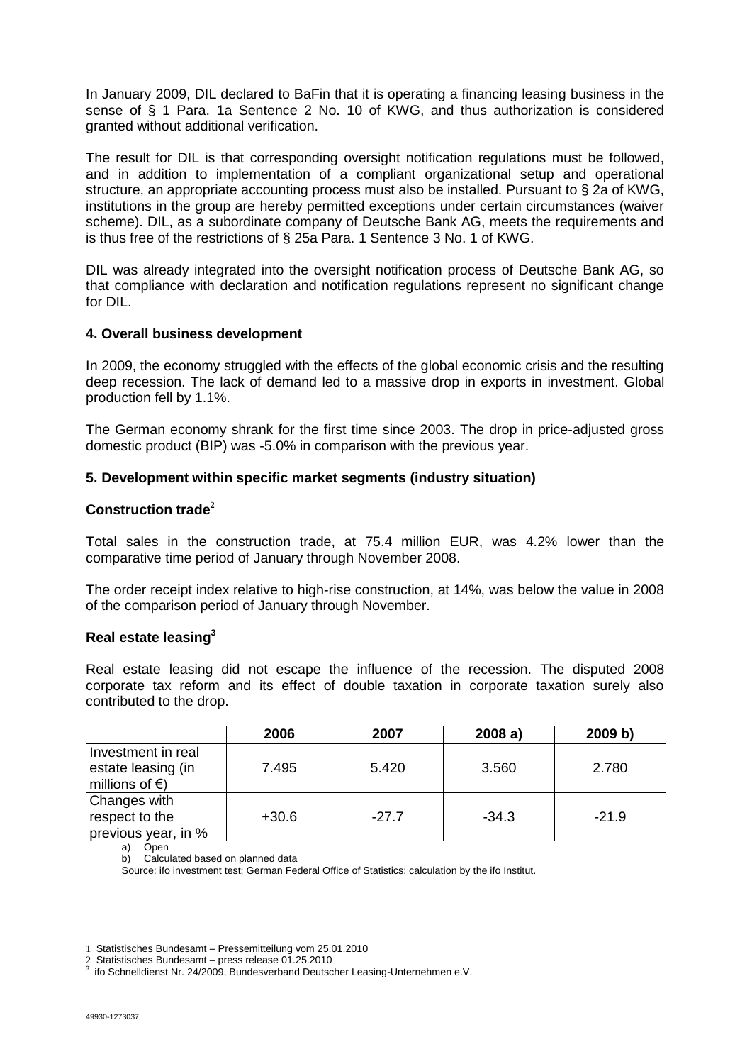In January 2009, DIL declared to BaFin that it is operating a financing leasing business in the sense of § 1 Para. 1a Sentence 2 No. 10 of KWG, and thus authorization is considered granted without additional verification.

The result for DIL is that corresponding oversight notification regulations must be followed, and in addition to implementation of a compliant organizational setup and operational structure, an appropriate accounting process must also be installed. Pursuant to § 2a of KWG, institutions in the group are hereby permitted exceptions under certain circumstances (waiver scheme). DIL, as a subordinate company of Deutsche Bank AG, meets the requirements and is thus free of the restrictions of § 25a Para. 1 Sentence 3 No. 1 of KWG.

DIL was already integrated into the oversight notification process of Deutsche Bank AG, so that compliance with declaration and notification regulations represent no significant change for DIL.

### 4. Overall business development

In 2009, the economy struggled with the effects of the global economic crisis and the resulting deep recession. The lack of demand led to a massive drop in exports in investment. Global production fell by 1.1%.

The German economy shrank for the first time since 2003. The drop in price-adjusted gross domestic product (BIP) was -5.0% in comparison with the previous year.

### 5. Development within specific market segments (industry situation)

#### Construction trade[2]

Total sales in the construction trade, at 75.4 million EUR, was 4.2% lower than the comparative time period of January through November 2008.

The order receipt index relative to high-rise construction, at 14%, was below the value in 2008 of the comparison period of January through November.

#### Real estate leasing[3]

Real estate leasing did not escape the influence of the recession. The disputed 2008 corporate tax reform and its effect of double taxation in corporate taxation surely also contributed to the drop.

| | 2006 | 2007 | 2008 a) | 2009 b) |
|---|---|---|---|---|
| Investment in real estate leasing (in millions of €) | 7.495 | 5.420 | 3.560 | 2.780 |
| Changes with respect to the previous year, in % | +30.6 | -27.7 | -34.3 | -21.9 |

a) Open
b) Calculated based on planned data

Source: ifo investment test; German Federal Office of Statistics; calculation by the ifo Institut.

1 Statistisches Bundesamt – Pressemitteilung vom 25.01.2010
2 Statistisches Bundesamt – press release 01.25.2010
3 ifo Schnelldienst Nr. 24/2009, Bundesverband Deutscher Leasing-Unternehmen e.V.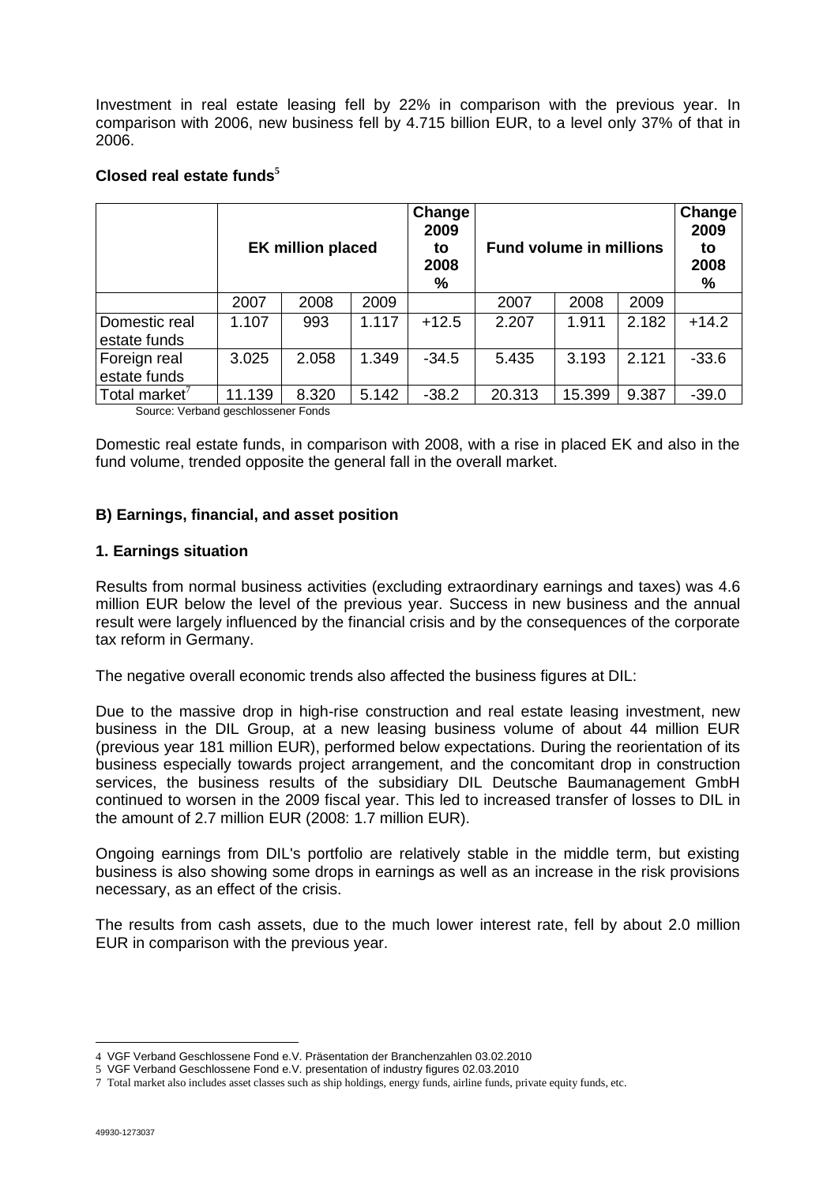Investment in real estate leasing fell by 22% in comparison with the previous year. In comparison with 2006, new business fell by 4.715 billion EUR, to a level only 37% of that in 2006.

**Closed real estate funds**[5]

| | EK million placed | | | Change 2009 to 2008 % | Fund volume in millions | | | Change 2009 to 2008 % |
|---|---|---|---|---|---|---|---|---|
| | 2007 | 2008 | 2009 | | 2007 | 2008 | 2009 | |
| Domestic real estate funds | 1.107 | 993 | 1.117 | +12.5 | 2.207 | 1.911 | 2.182 | +14.2 |
| Foreign real estate funds | 3.025 | 2.058 | 1.349 | -34.5 | 5.435 | 3.193 | 2.121 | -33.6 |
| Total market[7] | 11.139 | 8.320 | 5.142 | -38.2 | 20.313 | 15.399 | 9.387 | -39.0 |

Source: Verband geschlossener Fonds

Domestic real estate funds, in comparison with 2008, with a rise in placed EK and also in the fund volume, trended opposite the general fall in the overall market.

### B) Earnings, financial, and asset position

#### 1. Earnings situation

Results from normal business activities (excluding extraordinary earnings and taxes) was 4.6 million EUR below the level of the previous year. Success in new business and the annual result were largely influenced by the financial crisis and by the consequences of the corporate tax reform in Germany.

The negative overall economic trends also affected the business figures at DIL:

Due to the massive drop in high-rise construction and real estate leasing investment, new business in the DIL Group, at a new leasing business volume of about 44 million EUR (previous year 181 million EUR), performed below expectations. During the reorientation of its business especially towards project arrangement, and the concomitant drop in construction services, the business results of the subsidiary DIL Deutsche Baumanagement GmbH continued to worsen in the 2009 fiscal year. This led to increased transfer of losses to DIL in the amount of 2.7 million EUR (2008: 1.7 million EUR).

Ongoing earnings from DIL's portfolio are relatively stable in the middle term, but existing business is also showing some drops in earnings as well as an increase in the risk provisions necessary, as an effect of the crisis.

The results from cash assets, due to the much lower interest rate, fell by about 2.0 million EUR in comparison with the previous year.

---

4 VGF Verband Geschlossene Fond e.V. Präsentation der Branchenzahlen 03.02.2010

5 VGF Verband Geschlossene Fond e.V. presentation of industry figures 02.03.2010

7 Total market also includes asset classes such as ship holdings, energy funds, airline funds, private equity funds, etc.

49930-1273037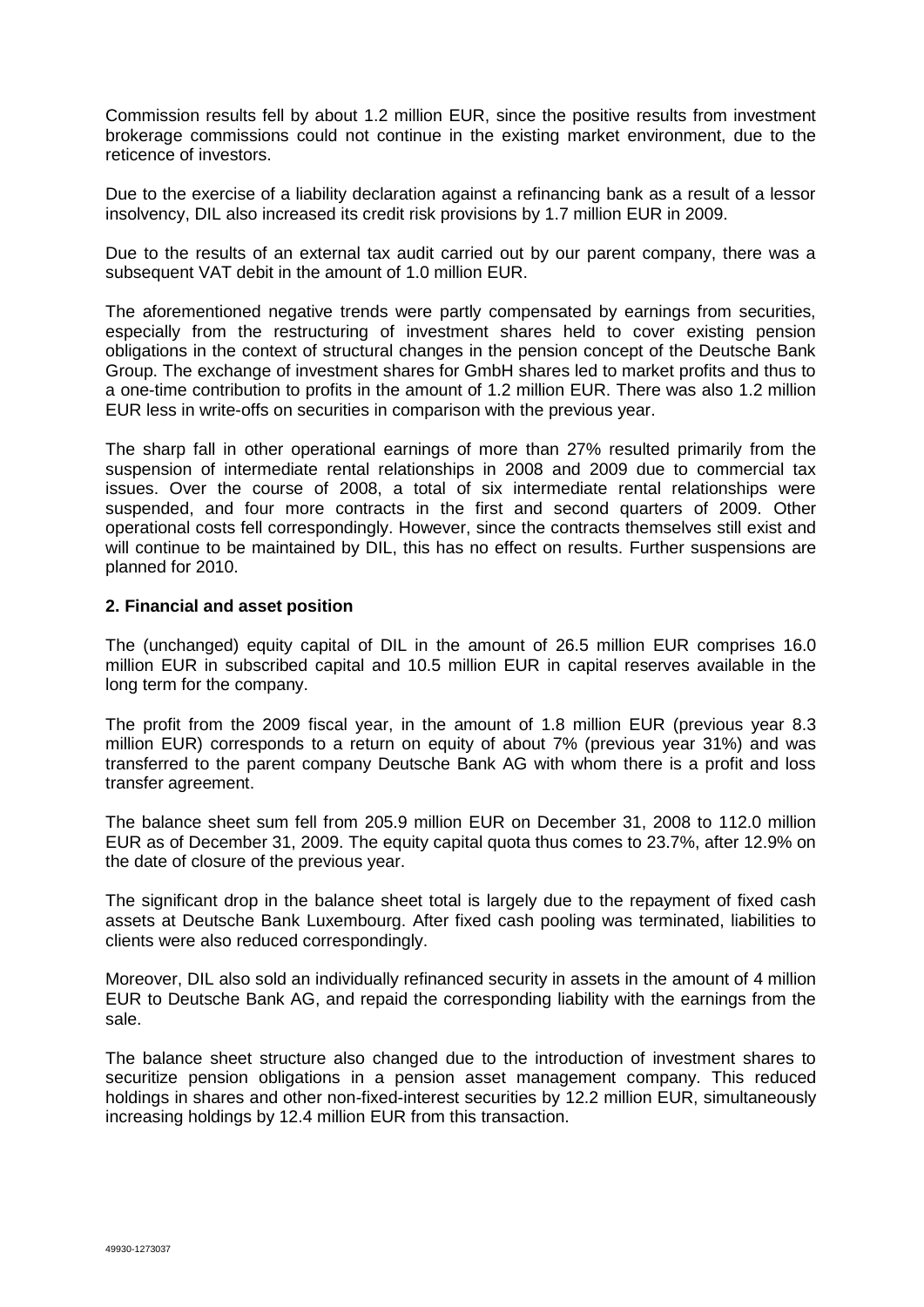Commission results fell by about 1.2 million EUR, since the positive results from investment brokerage commissions could not continue in the existing market environment, due to the reticence of investors.

Due to the exercise of a liability declaration against a refinancing bank as a result of a lessor insolvency, DIL also increased its credit risk provisions by 1.7 million EUR in 2009.

Due to the results of an external tax audit carried out by our parent company, there was a subsequent VAT debit in the amount of 1.0 million EUR.

The aforementioned negative trends were partly compensated by earnings from securities, especially from the restructuring of investment shares held to cover existing pension obligations in the context of structural changes in the pension concept of the Deutsche Bank Group. The exchange of investment shares for GmbH shares led to market profits and thus to a one-time contribution to profits in the amount of 1.2 million EUR. There was also 1.2 million EUR less in write-offs on securities in comparison with the previous year.

The sharp fall in other operational earnings of more than 27% resulted primarily from the suspension of intermediate rental relationships in 2008 and 2009 due to commercial tax issues. Over the course of 2008, a total of six intermediate rental relationships were suspended, and four more contracts in the first and second quarters of 2009. Other operational costs fell correspondingly. However, since the contracts themselves still exist and will continue to be maintained by DIL, this has no effect on results. Further suspensions are planned for 2010.

**2. Financial and asset position**

The (unchanged) equity capital of DIL in the amount of 26.5 million EUR comprises 16.0 million EUR in subscribed capital and 10.5 million EUR in capital reserves available in the long term for the company.

The profit from the 2009 fiscal year, in the amount of 1.8 million EUR (previous year 8.3 million EUR) corresponds to a return on equity of about 7% (previous year 31%) and was transferred to the parent company Deutsche Bank AG with whom there is a profit and loss transfer agreement.

The balance sheet sum fell from 205.9 million EUR on December 31, 2008 to 112.0 million EUR as of December 31, 2009. The equity capital quota thus comes to 23.7%, after 12.9% on the date of closure of the previous year.

The significant drop in the balance sheet total is largely due to the repayment of fixed cash assets at Deutsche Bank Luxembourg. After fixed cash pooling was terminated, liabilities to clients were also reduced correspondingly.

Moreover, DIL also sold an individually refinanced security in assets in the amount of 4 million EUR to Deutsche Bank AG, and repaid the corresponding liability with the earnings from the sale.

The balance sheet structure also changed due to the introduction of investment shares to securitize pension obligations in a pension asset management company. This reduced holdings in shares and other non-fixed-interest securities by 12.2 million EUR, simultaneously increasing holdings by 12.4 million EUR from this transaction.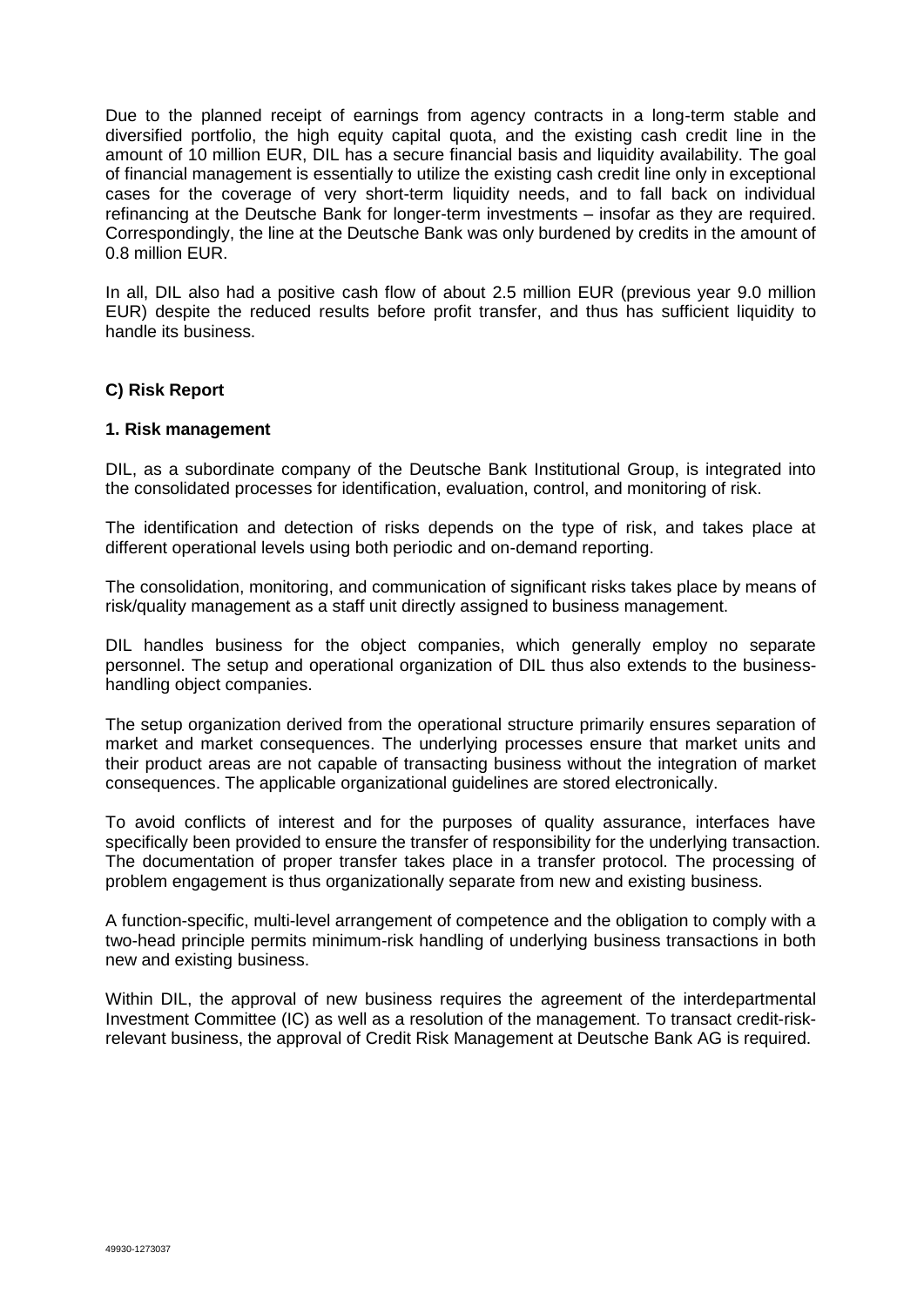Due to the planned receipt of earnings from agency contracts in a long-term stable and diversified portfolio, the high equity capital quota, and the existing cash credit line in the amount of 10 million EUR, DIL has a secure financial basis and liquidity availability. The goal of financial management is essentially to utilize the existing cash credit line only in exceptional cases for the coverage of very short-term liquidity needs, and to fall back on individual refinancing at the Deutsche Bank for longer-term investments – insofar as they are required. Correspondingly, the line at the Deutsche Bank was only burdened by credits in the amount of 0.8 million EUR.

In all, DIL also had a positive cash flow of about 2.5 million EUR (previous year 9.0 million EUR) despite the reduced results before profit transfer, and thus has sufficient liquidity to handle its business.

## C) Risk Report

### 1. Risk management

DIL, as a subordinate company of the Deutsche Bank Institutional Group, is integrated into the consolidated processes for identification, evaluation, control, and monitoring of risk.

The identification and detection of risks depends on the type of risk, and takes place at different operational levels using both periodic and on-demand reporting.

The consolidation, monitoring, and communication of significant risks takes place by means of risk/quality management as a staff unit directly assigned to business management.

DIL handles business for the object companies, which generally employ no separate personnel. The setup and operational organization of DIL thus also extends to the business-handling object companies.

The setup organization derived from the operational structure primarily ensures separation of market and market consequences. The underlying processes ensure that market units and their product areas are not capable of transacting business without the integration of market consequences. The applicable organizational guidelines are stored electronically.

To avoid conflicts of interest and for the purposes of quality assurance, interfaces have specifically been provided to ensure the transfer of responsibility for the underlying transaction. The documentation of proper transfer takes place in a transfer protocol. The processing of problem engagement is thus organizationally separate from new and existing business.

A function-specific, multi-level arrangement of competence and the obligation to comply with a two-head principle permits minimum-risk handling of underlying business transactions in both new and existing business.

Within DIL, the approval of new business requires the agreement of the interdepartmental Investment Committee (IC) as well as a resolution of the management. To transact credit-risk-relevant business, the approval of Credit Risk Management at Deutsche Bank AG is required.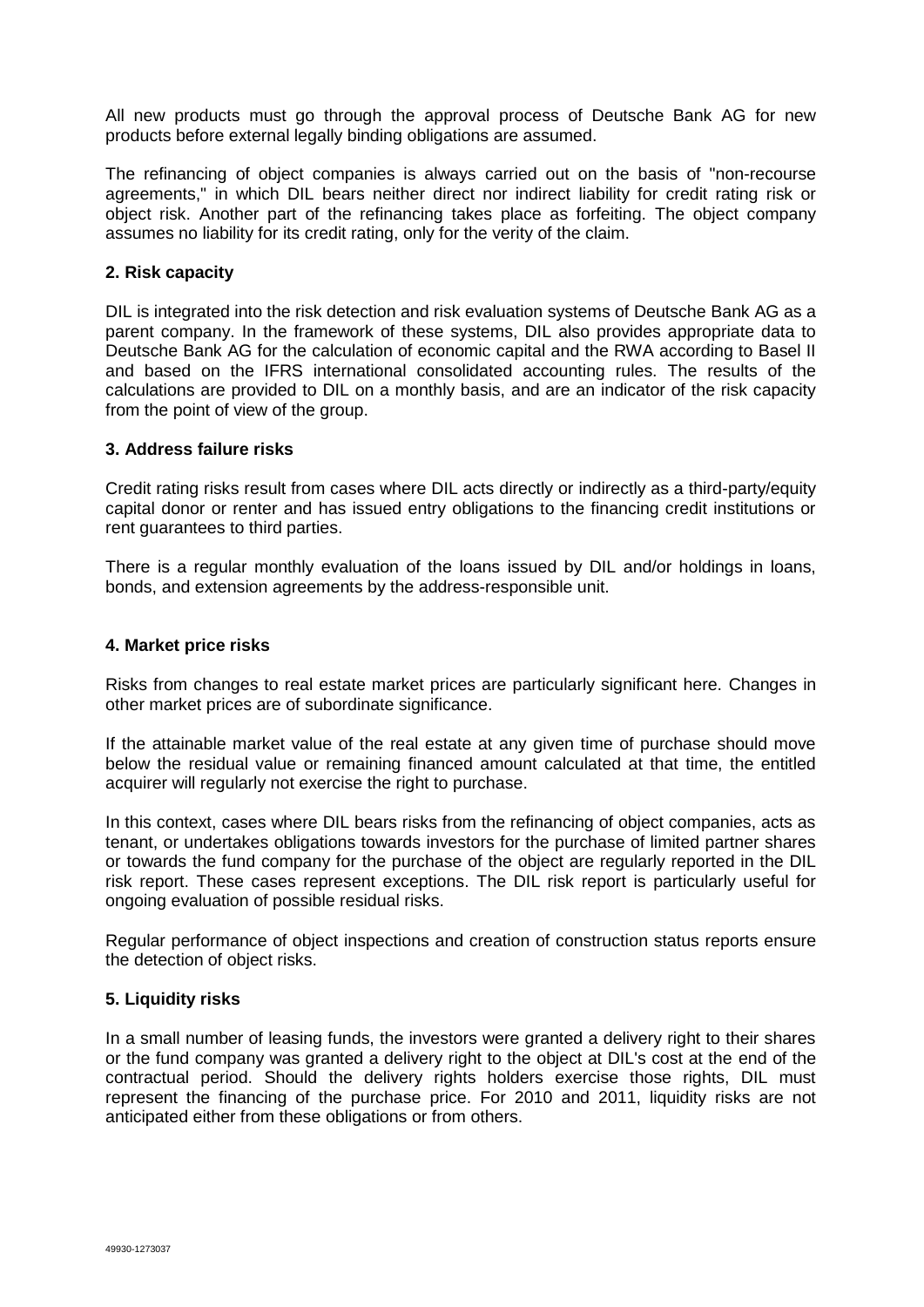All new products must go through the approval process of Deutsche Bank AG for new products before external legally binding obligations are assumed.

The refinancing of object companies is always carried out on the basis of "non-recourse agreements," in which DIL bears neither direct nor indirect liability for credit rating risk or object risk. Another part of the refinancing takes place as forfeiting. The object company assumes no liability for its credit rating, only for the verity of the claim.

#### 2. Risk capacity

DIL is integrated into the risk detection and risk evaluation systems of Deutsche Bank AG as a parent company. In the framework of these systems, DIL also provides appropriate data to Deutsche Bank AG for the calculation of economic capital and the RWA according to Basel II and based on the IFRS international consolidated accounting rules. The results of the calculations are provided to DIL on a monthly basis, and are an indicator of the risk capacity from the point of view of the group.

#### 3. Address failure risks

Credit rating risks result from cases where DIL acts directly or indirectly as a third-party/equity capital donor or renter and has issued entry obligations to the financing credit institutions or rent guarantees to third parties.

There is a regular monthly evaluation of the loans issued by DIL and/or holdings in loans, bonds, and extension agreements by the address-responsible unit.

#### 4. Market price risks

Risks from changes to real estate market prices are particularly significant here. Changes in other market prices are of subordinate significance.

If the attainable market value of the real estate at any given time of purchase should move below the residual value or remaining financed amount calculated at that time, the entitled acquirer will regularly not exercise the right to purchase.

In this context, cases where DIL bears risks from the refinancing of object companies, acts as tenant, or undertakes obligations towards investors for the purchase of limited partner shares or towards the fund company for the purchase of the object are regularly reported in the DIL risk report. These cases represent exceptions. The DIL risk report is particularly useful for ongoing evaluation of possible residual risks.

Regular performance of object inspections and creation of construction status reports ensure the detection of object risks.

#### 5. Liquidity risks

In a small number of leasing funds, the investors were granted a delivery right to their shares or the fund company was granted a delivery right to the object at DIL's cost at the end of the contractual period. Should the delivery rights holders exercise those rights, DIL must represent the financing of the purchase price. For 2010 and 2011, liquidity risks are not anticipated either from these obligations or from others.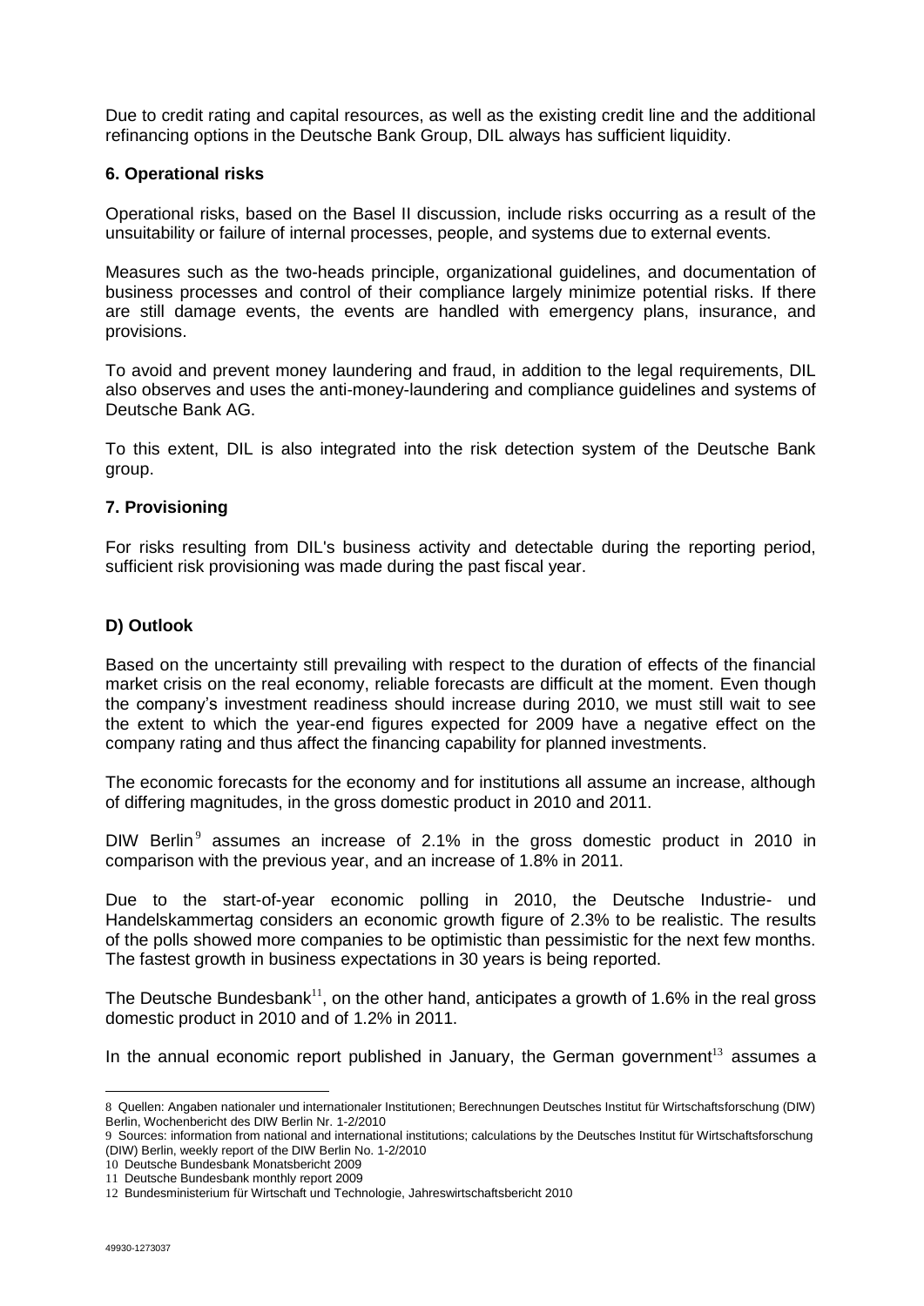Due to credit rating and capital resources, as well as the existing credit line and the additional refinancing options in the Deutsche Bank Group, DIL always has sufficient liquidity.

### 6. Operational risks

Operational risks, based on the Basel II discussion, include risks occurring as a result of the unsuitability or failure of internal processes, people, and systems due to external events.

Measures such as the two-heads principle, organizational guidelines, and documentation of business processes and control of their compliance largely minimize potential risks. If there are still damage events, the events are handled with emergency plans, insurance, and provisions.

To avoid and prevent money laundering and fraud, in addition to the legal requirements, DIL also observes and uses the anti-money-laundering and compliance guidelines and systems of Deutsche Bank AG.

To this extent, DIL is also integrated into the risk detection system of the Deutsche Bank group.

### 7. Provisioning

For risks resulting from DIL's business activity and detectable during the reporting period, sufficient risk provisioning was made during the past fiscal year.

## D) Outlook

Based on the uncertainty still prevailing with respect to the duration of effects of the financial market crisis on the real economy, reliable forecasts are difficult at the moment. Even though the company's investment readiness should increase during 2010, we must still wait to see the extent to which the year-end figures expected for 2009 have a negative effect on the company rating and thus affect the financing capability for planned investments.

The economic forecasts for the economy and for institutions all assume an increase, although of differing magnitudes, in the gross domestic product in 2010 and 2011.

DIW Berlin[9] assumes an increase of 2.1% in the gross domestic product in 2010 in comparison with the previous year, and an increase of 1.8% in 2011.

Due to the start-of-year economic polling in 2010, the Deutsche Industrie- und Handelskammertag considers an economic growth figure of 2.3% to be realistic. The results of the polls showed more companies to be optimistic than pessimistic for the next few months. The fastest growth in business expectations in 30 years is being reported.

The Deutsche Bundesbank[11], on the other hand, anticipates a growth of 1.6% in the real gross domestic product in 2010 and of 1.2% in 2011.

In the annual economic report published in January, the German government[13] assumes a

---

8 Quellen: Angaben nationaler und internationaler Institutionen; Berechnungen Deutsches Institut für Wirtschaftsforschung (DIW) Berlin, Wochenbericht des DIW Berlin Nr. 1-2/2010

9 Sources: information from national and international institutions; calculations by the Deutsches Institut für Wirtschaftsforschung (DIW) Berlin, weekly report of the DIW Berlin No. 1-2/2010

10 Deutsche Bundesbank Monatsbericht 2009

11 Deutsche Bundesbank monthly report 2009

12 Bundesministerium für Wirtschaft und Technologie, Jahreswirtschaftsbericht 2010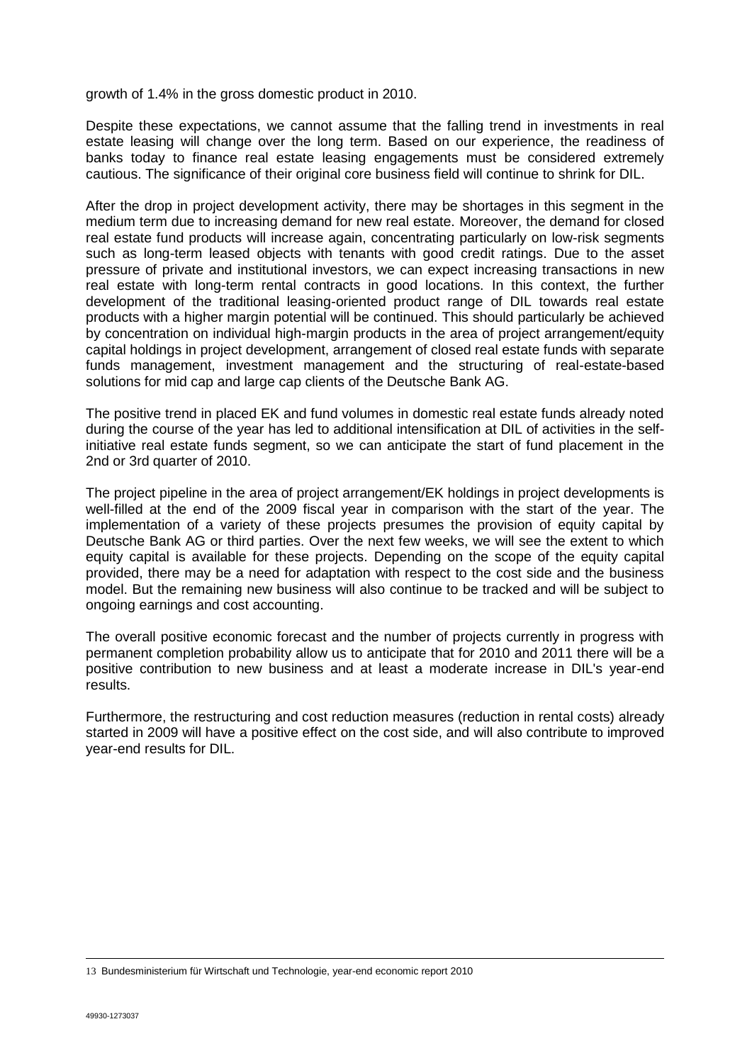growth of 1.4% in the gross domestic product in 2010.

Despite these expectations, we cannot assume that the falling trend in investments in real estate leasing will change over the long term. Based on our experience, the readiness of banks today to finance real estate leasing engagements must be considered extremely cautious. The significance of their original core business field will continue to shrink for DIL.

After the drop in project development activity, there may be shortages in this segment in the medium term due to increasing demand for new real estate. Moreover, the demand for closed real estate fund products will increase again, concentrating particularly on low-risk segments such as long-term leased objects with tenants with good credit ratings. Due to the asset pressure of private and institutional investors, we can expect increasing transactions in new real estate with long-term rental contracts in good locations. In this context, the further development of the traditional leasing-oriented product range of DIL towards real estate products with a higher margin potential will be continued. This should particularly be achieved by concentration on individual high-margin products in the area of project arrangement/equity capital holdings in project development, arrangement of closed real estate funds with separate funds management, investment management and the structuring of real-estate-based solutions for mid cap and large cap clients of the Deutsche Bank AG.

The positive trend in placed EK and fund volumes in domestic real estate funds already noted during the course of the year has led to additional intensification at DIL of activities in the self-initiative real estate funds segment, so we can anticipate the start of fund placement in the 2nd or 3rd quarter of 2010.

The project pipeline in the area of project arrangement/EK holdings in project developments is well-filled at the end of the 2009 fiscal year in comparison with the start of the year. The implementation of a variety of these projects presumes the provision of equity capital by Deutsche Bank AG or third parties. Over the next few weeks, we will see the extent to which equity capital is available for these projects. Depending on the scope of the equity capital provided, there may be a need for adaptation with respect to the cost side and the business model. But the remaining new business will also continue to be tracked and will be subject to ongoing earnings and cost accounting.

The overall positive economic forecast and the number of projects currently in progress with permanent completion probability allow us to anticipate that for 2010 and 2011 there will be a positive contribution to new business and at least a moderate increase in DIL's year-end results.

Furthermore, the restructuring and cost reduction measures (reduction in rental costs) already started in 2009 will have a positive effect on the cost side, and will also contribute to improved year-end results for DIL.

13 Bundesministerium für Wirtschaft und Technologie, year-end economic report 2010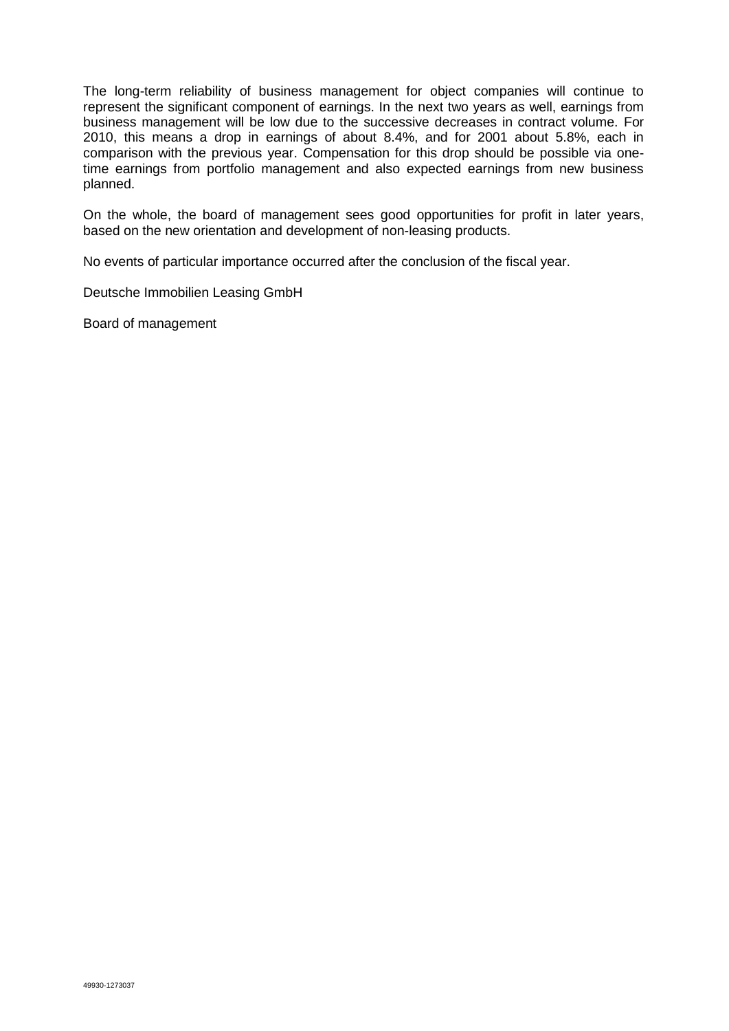The long-term reliability of business management for object companies will continue to represent the significant component of earnings. In the next two years as well, earnings from business management will be low due to the successive decreases in contract volume. For 2010, this means a drop in earnings of about 8.4%, and for 2001 about 5.8%, each in comparison with the previous year. Compensation for this drop should be possible via one-time earnings from portfolio management and also expected earnings from new business planned.

On the whole, the board of management sees good opportunities for profit in later years, based on the new orientation and development of non-leasing products.

No events of particular importance occurred after the conclusion of the fiscal year.

Deutsche Immobilien Leasing GmbH

Board of management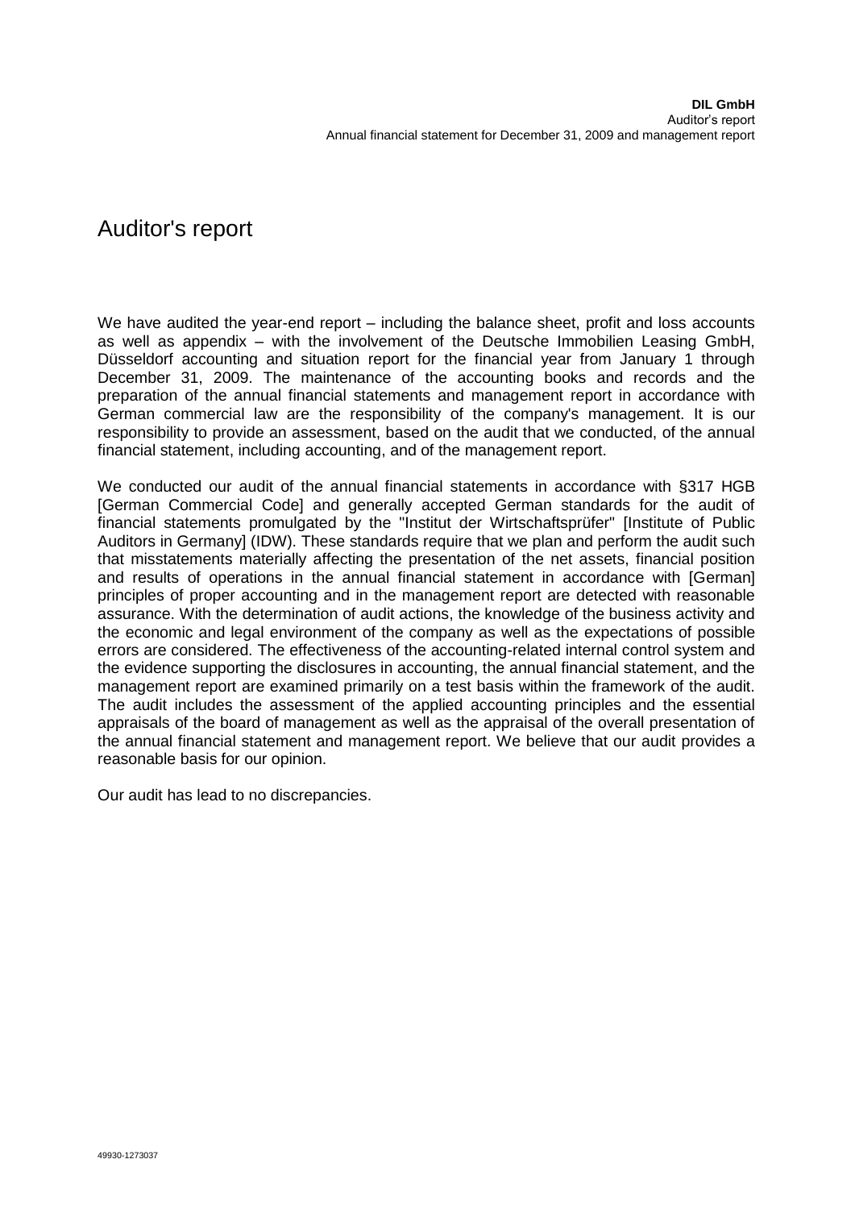# Auditor's report

We have audited the year-end report – including the balance sheet, profit and loss accounts as well as appendix – with the involvement of the Deutsche Immobilien Leasing GmbH, Düsseldorf accounting and situation report for the financial year from January 1 through December 31, 2009. The maintenance of the accounting books and records and the preparation of the annual financial statements and management report in accordance with German commercial law are the responsibility of the company's management. It is our responsibility to provide an assessment, based on the audit that we conducted, of the annual financial statement, including accounting, and of the management report.

We conducted our audit of the annual financial statements in accordance with §317 HGB [German Commercial Code] and generally accepted German standards for the audit of financial statements promulgated by the "Institut der Wirtschaftsprüfer" [Institute of Public Auditors in Germany] (IDW). These standards require that we plan and perform the audit such that misstatements materially affecting the presentation of the net assets, financial position and results of operations in the annual financial statement in accordance with [German] principles of proper accounting and in the management report are detected with reasonable assurance. With the determination of audit actions, the knowledge of the business activity and the economic and legal environment of the company as well as the expectations of possible errors are considered. The effectiveness of the accounting-related internal control system and the evidence supporting the disclosures in accounting, the annual financial statement, and the management report are examined primarily on a test basis within the framework of the audit. The audit includes the assessment of the applied accounting principles and the essential appraisals of the board of management as well as the appraisal of the overall presentation of the annual financial statement and management report. We believe that our audit provides a reasonable basis for our opinion.

Our audit has lead to no discrepancies.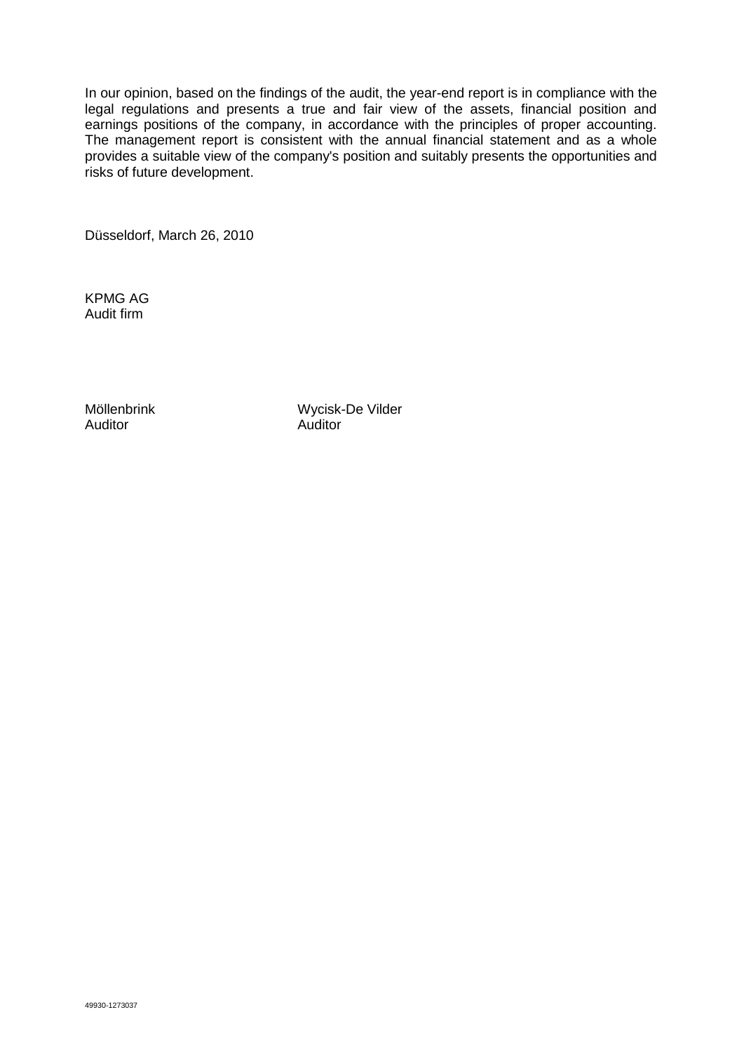In our opinion, based on the findings of the audit, the year-end report is in compliance with the legal regulations and presents a true and fair view of the assets, financial position and earnings positions of the company, in accordance with the principles of proper accounting. The management report is consistent with the annual financial statement and as a whole provides a suitable view of the company's position and suitably presents the opportunities and risks of future development.

Düsseldorf, March 26, 2010

KPMG AG
Audit firm

| | |
|---|---|
| Möllenbrink<br>Auditor | Wycisk-De Vilder<br>Auditor |

49930-1273037